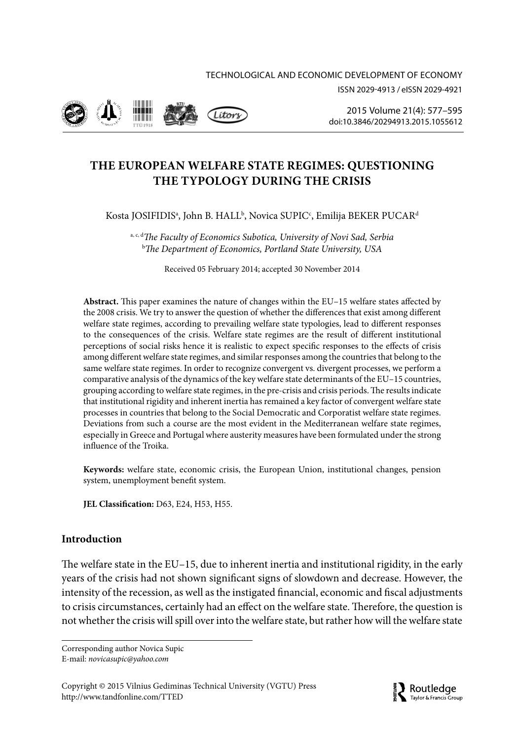# THE EUROPEAN WELFARE STATE REGIMES: QUESTIONING THE TYPOLOGY DURING THE CRISIS

Kosta JOSIFIDIS[a], John B. HALL[b], Novica SUPIC[c], Emilija BEKER PUCAR[d]

[a, c, d]*The Faculty of Economics Subotica, University of Novi Sad, Serbia*
[b]*The Department of Economics, Portland State University, USA*

Received 05 February 2014; accepted 30 November 2014

**Abstract.** This paper examines the nature of changes within the EU–15 welfare states affected by the 2008 crisis. We try to answer the question of whether the differences that exist among different welfare state regimes, according to prevailing welfare state typologies, lead to different responses to the consequences of the crisis. Welfare state regimes are the result of different institutional perceptions of social risks hence it is realistic to expect specific responses to the effects of crisis among different welfare state regimes, and similar responses among the countries that belong to the same welfare state regimes. In order to recognize convergent vs. divergent processes, we perform a comparative analysis of the dynamics of the key welfare state determinants of the EU–15 countries, grouping according to welfare state regimes, in the pre-crisis and crisis periods. The results indicate that institutional rigidity and inherent inertia has remained a key factor of convergent welfare state processes in countries that belong to the Social Democratic and Corporatist welfare state regimes. Deviations from such a course are the most evident in the Mediterranean welfare state regimes, especially in Greece and Portugal where austerity measures have been formulated under the strong influence of the Troika.

**Keywords:** welfare state, economic crisis, the European Union, institutional changes, pension system, unemployment benefit system.

**JEL Classification:** D63, E24, H53, H55.

## Introduction

The welfare state in the EU–15, due to inherent inertia and institutional rigidity, in the early years of the crisis had not shown significant signs of slowdown and decrease. However, the intensity of the recession, as well as the instigated financial, economic and fiscal adjustments to crisis circumstances, certainly had an effect on the welfare state. Therefore, the question is not whether the crisis will spill over into the welfare state, but rather how will the welfare state

Corresponding author Novica Supic
E-mail: *novicasupic@yahoo.com*

Copyright © 2015 Vilnius Gediminas Technical University (VGTU) Press
http://www.tandfonline.com/TTED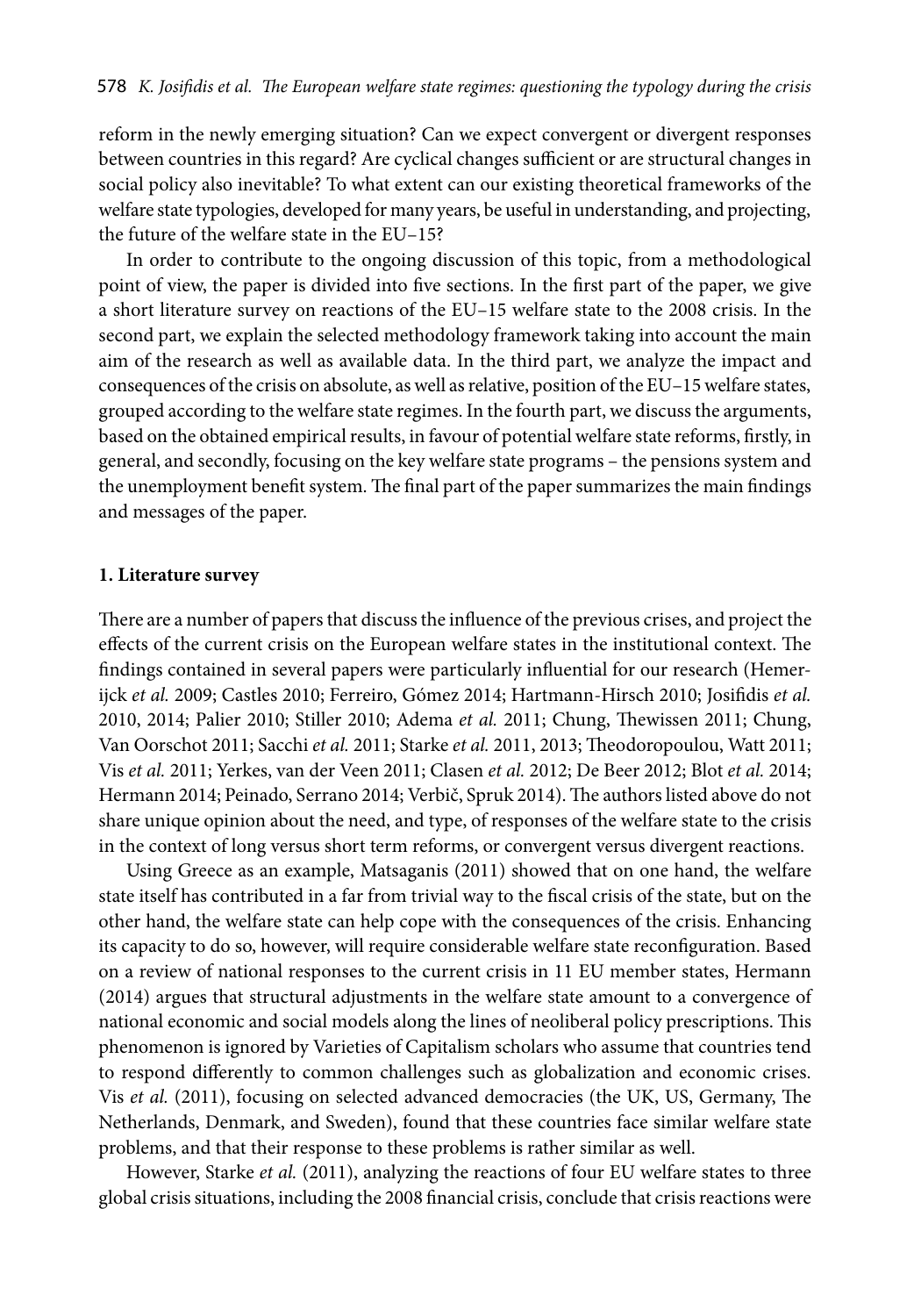reform in the newly emerging situation? Can we expect convergent or divergent responses between countries in this regard? Are cyclical changes sufficient or are structural changes in social policy also inevitable? To what extent can our existing theoretical frameworks of the welfare state typologies, developed for many years, be useful in understanding, and projecting, the future of the welfare state in the EU–15?

In order to contribute to the ongoing discussion of this topic, from a methodological point of view, the paper is divided into five sections. In the first part of the paper, we give a short literature survey on reactions of the EU–15 welfare state to the 2008 crisis. In the second part, we explain the selected methodology framework taking into account the main aim of the research as well as available data. In the third part, we analyze the impact and consequences of the crisis on absolute, as well as relative, position of the EU–15 welfare states, grouped according to the welfare state regimes. In the fourth part, we discuss the arguments, based on the obtained empirical results, in favour of potential welfare state reforms, firstly, in general, and secondly, focusing on the key welfare state programs – the pensions system and the unemployment benefit system. The final part of the paper summarizes the main findings and messages of the paper.

## 1. Literature survey

There are a number of papers that discuss the influence of the previous crises, and project the effects of the current crisis on the European welfare states in the institutional context. The findings contained in several papers were particularly influential for our research (Hemerijck *et al.* 2009; Castles 2010; Ferreiro, Gómez 2014; Hartmann-Hirsch 2010; Josifidis *et al.* 2010, 2014; Palier 2010; Stiller 2010; Adema *et al.* 2011; Chung, Thewissen 2011; Chung, Van Oorschot 2011; Sacchi *et al.* 2011; Starke *et al.* 2011, 2013; Theodoropoulou, Watt 2011; Vis *et al.* 2011; Yerkes, van der Veen 2011; Clasen *et al.* 2012; De Beer 2012; Blot *et al.* 2014; Hermann 2014; Peinado, Serrano 2014; Verbič, Spruk 2014). The authors listed above do not share unique opinion about the need, and type, of responses of the welfare state to the crisis in the context of long versus short term reforms, or convergent versus divergent reactions.

Using Greece as an example, Matsaganis (2011) showed that on one hand, the welfare state itself has contributed in a far from trivial way to the fiscal crisis of the state, but on the other hand, the welfare state can help cope with the consequences of the crisis. Enhancing its capacity to do so, however, will require considerable welfare state reconfiguration. Based on a review of national responses to the current crisis in 11 EU member states, Hermann (2014) argues that structural adjustments in the welfare state amount to a convergence of national economic and social models along the lines of neoliberal policy prescriptions. This phenomenon is ignored by Varieties of Capitalism scholars who assume that countries tend to respond differently to common challenges such as globalization and economic crises. Vis *et al.* (2011), focusing on selected advanced democracies (the UK, US, Germany, The Netherlands, Denmark, and Sweden), found that these countries face similar welfare state problems, and that their response to these problems is rather similar as well.

However, Starke *et al.* (2011), analyzing the reactions of four EU welfare states to three global crisis situations, including the 2008 financial crisis, conclude that crisis reactions were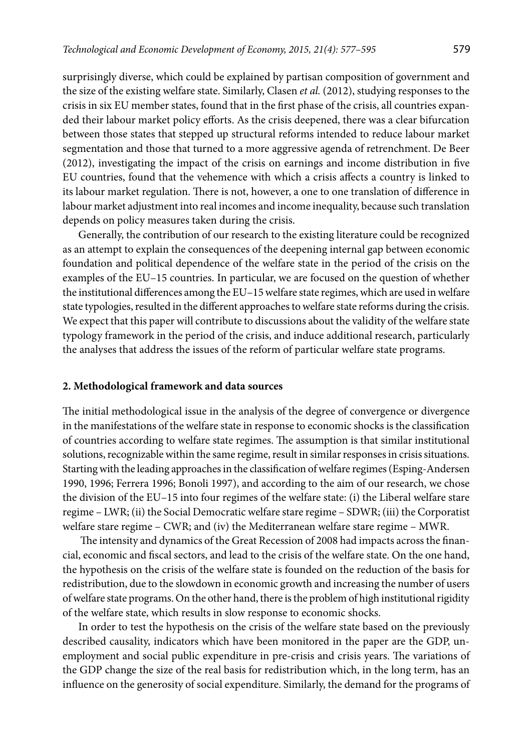surprisingly diverse, which could be explained by partisan composition of government and the size of the existing welfare state. Similarly, Clasen *et al.* (2012), studying responses to the crisis in six EU member states, found that in the first phase of the crisis, all countries expanded their labour market policy efforts. As the crisis deepened, there was a clear bifurcation between those states that stepped up structural reforms intended to reduce labour market segmentation and those that turned to a more aggressive agenda of retrenchment. De Beer (2012), investigating the impact of the crisis on earnings and income distribution in five EU countries, found that the vehemence with which a crisis affects a country is linked to its labour market regulation. There is not, however, a one to one translation of difference in labour market adjustment into real incomes and income inequality, because such translation depends on policy measures taken during the crisis.

Generally, the contribution of our research to the existing literature could be recognized as an attempt to explain the consequences of the deepening internal gap between economic foundation and political dependence of the welfare state in the period of the crisis on the examples of the EU–15 countries. In particular, we are focused on the question of whether the institutional differences among the EU–15 welfare state regimes, which are used in welfare state typologies, resulted in the different approaches to welfare state reforms during the crisis. We expect that this paper will contribute to discussions about the validity of the welfare state typology framework in the period of the crisis, and induce additional research, particularly the analyses that address the issues of the reform of particular welfare state programs.

## 2. Methodological framework and data sources

The initial methodological issue in the analysis of the degree of convergence or divergence in the manifestations of the welfare state in response to economic shocks is the classification of countries according to welfare state regimes. The assumption is that similar institutional solutions, recognizable within the same regime, result in similar responses in crisis situations. Starting with the leading approaches in the classification of welfare regimes (Esping-Andersen 1990, 1996; Ferrera 1996; Bonoli 1997), and according to the aim of our research, we chose the division of the EU–15 into four regimes of the welfare state: (i) the Liberal welfare stare regime – LWR; (ii) the Social Democratic welfare stare regime – SDWR; (iii) the Corporatist welfare stare regime – CWR; and (iv) the Mediterranean welfare stare regime – MWR.

The intensity and dynamics of the Great Recession of 2008 had impacts across the financial, economic and fiscal sectors, and lead to the crisis of the welfare state. On the one hand, the hypothesis on the crisis of the welfare state is founded on the reduction of the basis for redistribution, due to the slowdown in economic growth and increasing the number of users of welfare state programs. On the other hand, there is the problem of high institutional rigidity of the welfare state, which results in slow response to economic shocks.

In order to test the hypothesis on the crisis of the welfare state based on the previously described causality, indicators which have been monitored in the paper are the GDP, unemployment and social public expenditure in pre-crisis and crisis years. The variations of the GDP change the size of the real basis for redistribution which, in the long term, has an influence on the generosity of social expenditure. Similarly, the demand for the programs of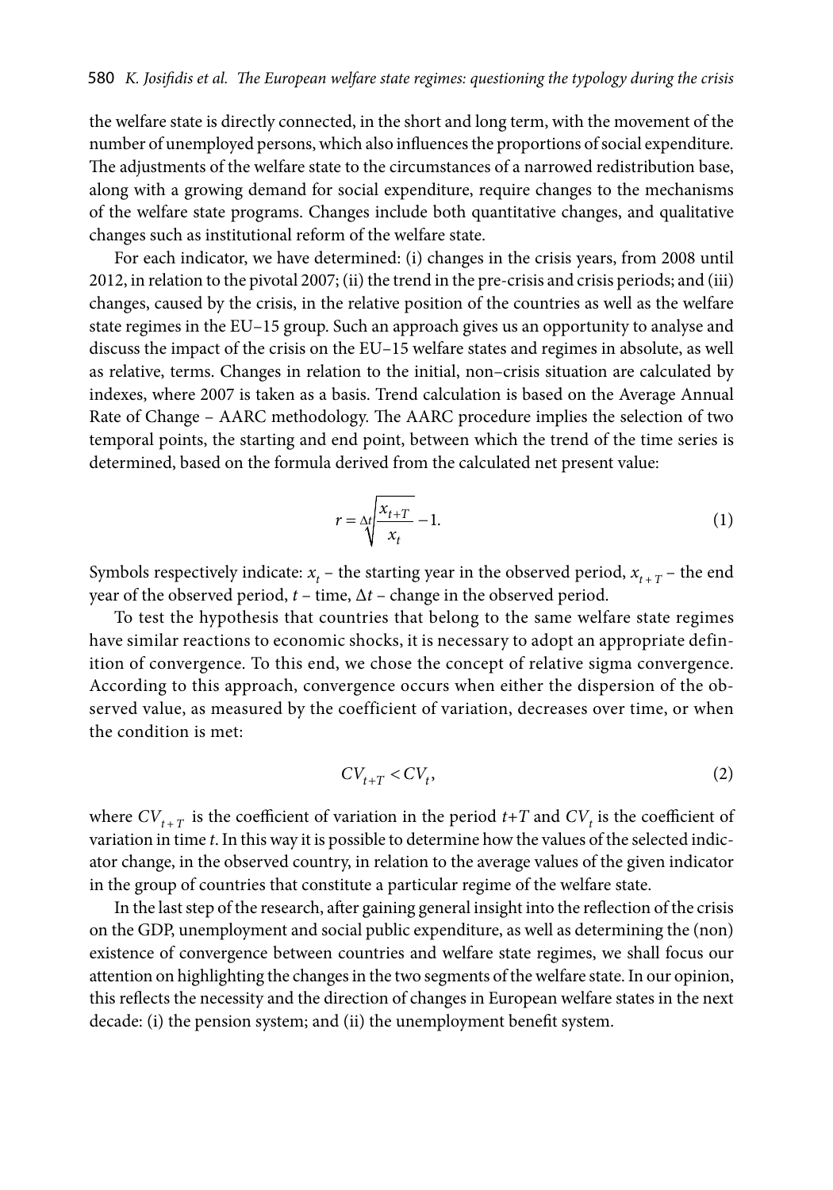the welfare state is directly connected, in the short and long term, with the movement of the number of unemployed persons, which also influences the proportions of social expenditure. The adjustments of the welfare state to the circumstances of a narrowed redistribution base, along with a growing demand for social expenditure, require changes to the mechanisms of the welfare state programs. Changes include both quantitative changes, and qualitative changes such as institutional reform of the welfare state.

For each indicator, we have determined: (i) changes in the crisis years, from 2008 until 2012, in relation to the pivotal 2007; (ii) the trend in the pre-crisis and crisis periods; and (iii) changes, caused by the crisis, in the relative position of the countries as well as the welfare state regimes in the EU–15 group. Such an approach gives us an opportunity to analyse and discuss the impact of the crisis on the EU–15 welfare states and regimes in absolute, as well as relative, terms. Changes in relation to the initial, non–crisis situation are calculated by indexes, where 2007 is taken as a basis. Trend calculation is based on the Average Annual Rate of Change – AARC methodology. The AARC procedure implies the selection of two temporal points, the starting and end point, between which the trend of the time series is determined, based on the formula derived from the calculated net present value:

$$r = \sqrt[\Delta t]{\frac{x_{t+T}}{x_t}} - 1. \tag{1}$$

Symbols respectively indicate: $x_t$ – the starting year in the observed period, $x_{t+T}$ – the end year of the observed period, $t$ – time, $\Delta t$ – change in the observed period.

To test the hypothesis that countries that belong to the same welfare state regimes have similar reactions to economic shocks, it is necessary to adopt an appropriate definition of convergence. To this end, we chose the concept of relative sigma convergence. According to this approach, convergence occurs when either the dispersion of the observed value, as measured by the coefficient of variation, decreases over time, or when the condition is met:

$$CV_{t+T} < CV_t, \tag{2}$$

where $CV_{t+T}$ is the coefficient of variation in the period $t+T$ and $CV_t$ is the coefficient of variation in time $t$. In this way it is possible to determine how the values of the selected indicator change, in the observed country, in relation to the average values of the given indicator in the group of countries that constitute a particular regime of the welfare state.

In the last step of the research, after gaining general insight into the reflection of the crisis on the GDP, unemployment and social public expenditure, as well as determining the (non) existence of convergence between countries and welfare state regimes, we shall focus our attention on highlighting the changes in the two segments of the welfare state. In our opinion, this reflects the necessity and the direction of changes in European welfare states in the next decade: (i) the pension system; and (ii) the unemployment benefit system.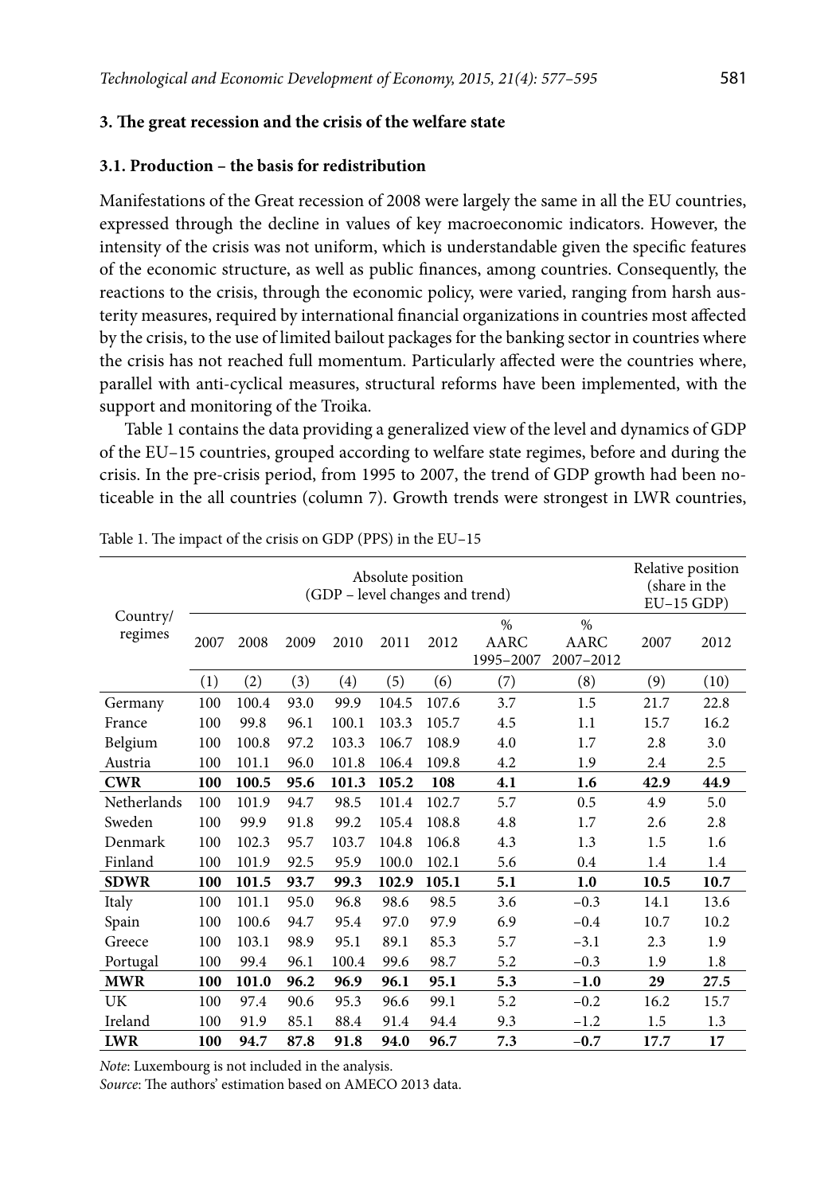## 3. The great recession and the crisis of the welfare state

### 3.1. Production – the basis for redistribution

Manifestations of the Great recession of 2008 were largely the same in all the EU countries, expressed through the decline in values of key macroeconomic indicators. However, the intensity of the crisis was not uniform, which is understandable given the specific features of the economic structure, as well as public finances, among countries. Consequently, the reactions to the crisis, through the economic policy, were varied, ranging from harsh austerity measures, required by international financial organizations in countries most affected by the crisis, to the use of limited bailout packages for the banking sector in countries where the crisis has not reached full momentum. Particularly affected were the countries where, parallel with anti-cyclical measures, structural reforms have been implemented, with the support and monitoring of the Troika.

Table 1 contains the data providing a generalized view of the level and dynamics of GDP of the EU–15 countries, grouped according to welfare state regimes, before and during the crisis. In the pre-crisis period, from 1995 to 2007, the trend of GDP growth had been noticeable in the all countries (column 7). Growth trends were strongest in LWR countries,

Table 1. The impact of the crisis on GDP (PPS) in the EU–15

| Country/ regimes | Absolute position (GDP – level changes and trend) | | | | | | | | Relative position (share in the EU–15 GDP) | |
|---|---|---|---|---|---|---|---|---|---|---|
| | 2007 | 2008 | 2009 | 2010 | 2011 | 2012 | % AARC 1995–2007 | % AARC 2007–2012 | 2007 | 2012 |
| | (1) | (2) | (3) | (4) | (5) | (6) | (7) | (8) | (9) | (10) |
| Germany | 100 | 100.4 | 93.0 | 99.9 | 104.5 | 107.6 | 3.7 | 1.5 | 21.7 | 22.8 |
| France | 100 | 99.8 | 96.1 | 100.1 | 103.3 | 105.7 | 4.5 | 1.1 | 15.7 | 16.2 |
| Belgium | 100 | 100.8 | 97.2 | 103.3 | 106.7 | 108.9 | 4.0 | 1.7 | 2.8 | 3.0 |
| Austria | 100 | 101.1 | 96.0 | 101.8 | 106.4 | 109.8 | 4.2 | 1.9 | 2.4 | 2.5 |
| **CWR** | **100** | **100.5** | **95.6** | **101.3** | **105.2** | **108** | **4.1** | **1.6** | **42.9** | **44.9** |
| Netherlands | 100 | 101.9 | 94.7 | 98.5 | 101.4 | 102.7 | 5.7 | 0.5 | 4.9 | 5.0 |
| Sweden | 100 | 99.9 | 91.8 | 99.2 | 105.4 | 108.8 | 4.8 | 1.7 | 2.6 | 2.8 |
| Denmark | 100 | 102.3 | 95.7 | 103.7 | 104.8 | 106.8 | 4.3 | 1.3 | 1.5 | 1.6 |
| Finland | 100 | 101.9 | 92.5 | 95.9 | 100.0 | 102.1 | 5.6 | 0.4 | 1.4 | 1.4 |
| **SDWR** | **100** | **101.5** | **93.7** | **99.3** | **102.9** | **105.1** | **5.1** | **1.0** | **10.5** | **10.7** |
| Italy | 100 | 101.1 | 95.0 | 96.8 | 98.6 | 98.5 | 3.6 | −0.3 | 14.1 | 13.6 |
| Spain | 100 | 100.6 | 94.7 | 95.4 | 97.0 | 97.9 | 6.9 | −0.4 | 10.7 | 10.2 |
| Greece | 100 | 103.1 | 98.9 | 95.1 | 89.1 | 85.3 | 5.7 | −3.1 | 2.3 | 1.9 |
| Portugal | 100 | 99.4 | 96.1 | 100.4 | 99.6 | 98.7 | 5.2 | −0.3 | 1.9 | 1.8 |
| **MWR** | **100** | **101.0** | **96.2** | **96.9** | **96.1** | **95.1** | **5.3** | **−1.0** | **29** | **27.5** |
| UK | 100 | 97.4 | 90.6 | 95.3 | 96.6 | 99.1 | 5.2 | −0.2 | 16.2 | 15.7 |
| Ireland | 100 | 91.9 | 85.1 | 88.4 | 91.4 | 94.4 | 9.3 | −1.2 | 1.5 | 1.3 |
| **LWR** | **100** | **94.7** | **87.8** | **91.8** | **94.0** | **96.7** | **7.3** | **−0.7** | **17.7** | **17** |

*Note*: Luxembourg is not included in the analysis.
*Source*: The authors' estimation based on AMECO 2013 data.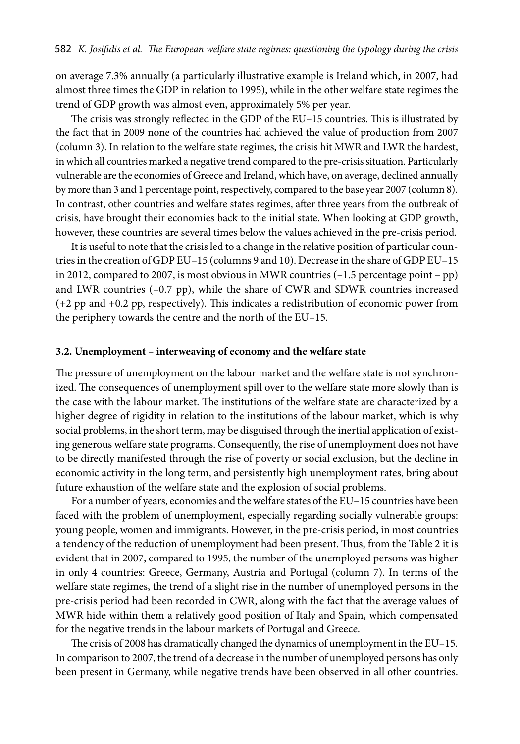on average 7.3% annually (a particularly illustrative example is Ireland which, in 2007, had almost three times the GDP in relation to 1995), while in the other welfare state regimes the trend of GDP growth was almost even, approximately 5% per year.

The crisis was strongly reflected in the GDP of the EU–15 countries. This is illustrated by the fact that in 2009 none of the countries had achieved the value of production from 2007 (column 3). In relation to the welfare state regimes, the crisis hit MWR and LWR the hardest, in which all countries marked a negative trend compared to the pre-crisis situation. Particularly vulnerable are the economies of Greece and Ireland, which have, on average, declined annually by more than 3 and 1 percentage point, respectively, compared to the base year 2007 (column 8). In contrast, other countries and welfare states regimes, after three years from the outbreak of crisis, have brought their economies back to the initial state. When looking at GDP growth, however, these countries are several times below the values achieved in the pre-crisis period.

It is useful to note that the crisis led to a change in the relative position of particular countries in the creation of GDP EU–15 (columns 9 and 10). Decrease in the share of GDP EU–15 in 2012, compared to 2007, is most obvious in MWR countries (–1.5 percentage point – pp) and LWR countries (–0.7 pp), while the share of CWR and SDWR countries increased (+2 pp and +0.2 pp, respectively). This indicates a redistribution of economic power from the periphery towards the centre and the north of the EU–15.

### 3.2. Unemployment – interweaving of economy and the welfare state

The pressure of unemployment on the labour market and the welfare state is not synchronized. The consequences of unemployment spill over to the welfare state more slowly than is the case with the labour market. The institutions of the welfare state are characterized by a higher degree of rigidity in relation to the institutions of the labour market, which is why social problems, in the short term, may be disguised through the inertial application of existing generous welfare state programs. Consequently, the rise of unemployment does not have to be directly manifested through the rise of poverty or social exclusion, but the decline in economic activity in the long term, and persistently high unemployment rates, bring about future exhaustion of the welfare state and the explosion of social problems.

For a number of years, economies and the welfare states of the EU–15 countries have been faced with the problem of unemployment, especially regarding socially vulnerable groups: young people, women and immigrants. However, in the pre-crisis period, in most countries a tendency of the reduction of unemployment had been present. Thus, from the Table 2 it is evident that in 2007, compared to 1995, the number of the unemployed persons was higher in only 4 countries: Greece, Germany, Austria and Portugal (column 7). In terms of the welfare state regimes, the trend of a slight rise in the number of unemployed persons in the pre-crisis period had been recorded in CWR, along with the fact that the average values of MWR hide within them a relatively good position of Italy and Spain, which compensated for the negative trends in the labour markets of Portugal and Greece.

The crisis of 2008 has dramatically changed the dynamics of unemployment in the EU–15. In comparison to 2007, the trend of a decrease in the number of unemployed persons has only been present in Germany, while negative trends have been observed in all other countries.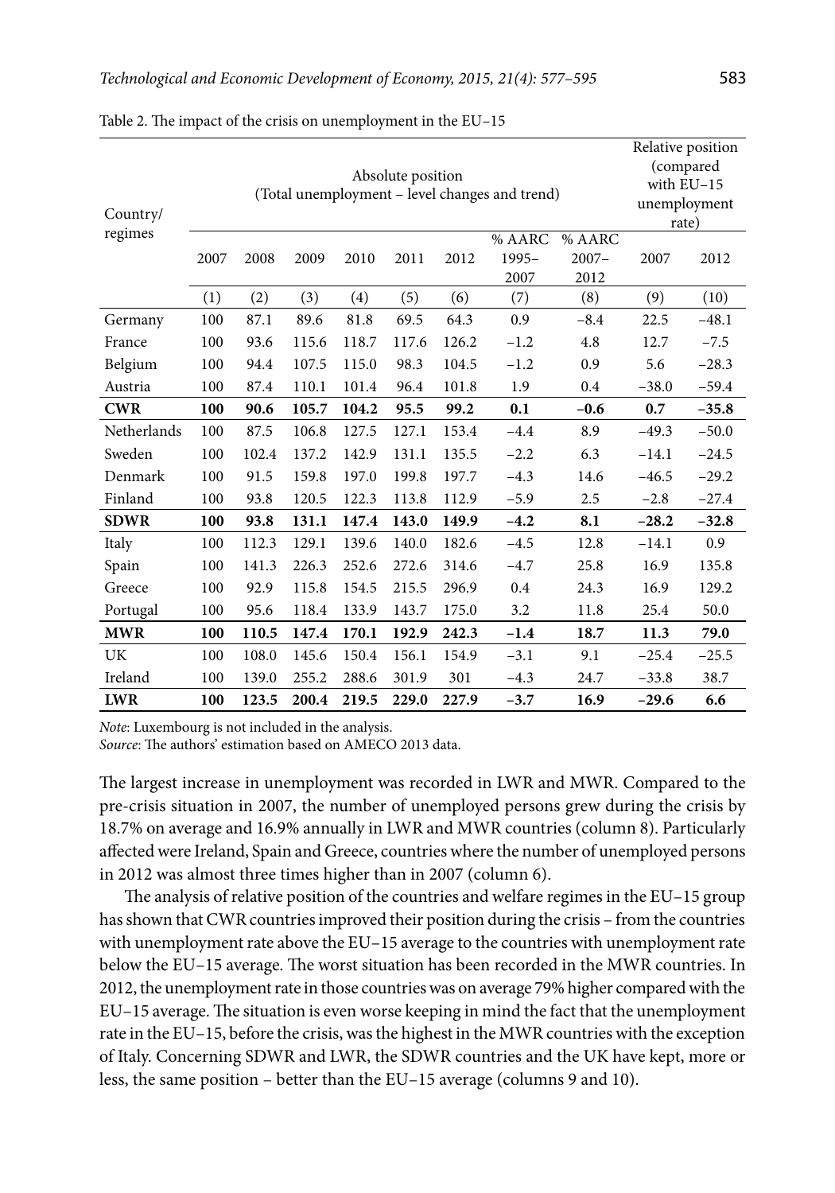Table 2. The impact of the crisis on unemployment in the EU–15

| Country/ regimes | Absolute position (Total unemployment – level changes and trend) | | | | | | | | Relative position (compared with EU–15 unemployment rate) | |
|---|---|---|---|---|---|---|---|---|---|---|
| | 2007 | 2008 | 2009 | 2010 | 2011 | 2012 | % AARC 1995–2007 | % AARC 2007–2012 | 2007 | 2012 |
| | (1) | (2) | (3) | (4) | (5) | (6) | (7) | (8) | (9) | (10) |
| Germany | 100 | 87.1 | 89.6 | 81.8 | 69.5 | 64.3 | 0.9 | –8.4 | 22.5 | –48.1 |
| France | 100 | 93.6 | 115.6 | 118.7 | 117.6 | 126.2 | –1.2 | 4.8 | 12.7 | –7.5 |
| Belgium | 100 | 94.4 | 107.5 | 115.0 | 98.3 | 104.5 | –1.2 | 0.9 | 5.6 | –28.3 |
| Austria | 100 | 87.4 | 110.1 | 101.4 | 96.4 | 101.8 | 1.9 | 0.4 | –38.0 | –59.4 |
| **CWR** | **100** | **90.6** | **105.7** | **104.2** | **95.5** | **99.2** | **0.1** | **–0.6** | **0.7** | **–35.8** |
| Netherlands | 100 | 87.5 | 106.8 | 127.5 | 127.1 | 153.4 | –4.4 | 8.9 | –49.3 | –50.0 |
| Sweden | 100 | 102.4 | 137.2 | 142.9 | 131.1 | 135.5 | –2.2 | 6.3 | –14.1 | –24.5 |
| Denmark | 100 | 91.5 | 159.8 | 197.0 | 199.8 | 197.7 | –4.3 | 14.6 | –46.5 | –29.2 |
| Finland | 100 | 93.8 | 120.5 | 122.3 | 113.8 | 112.9 | –5.9 | 2.5 | –2.8 | –27.4 |
| **SDWR** | **100** | **93.8** | **131.1** | **147.4** | **143.0** | **149.9** | **–4.2** | **8.1** | **–28.2** | **–32.8** |
| Italy | 100 | 112.3 | 129.1 | 139.6 | 140.0 | 182.6 | –4.5 | 12.8 | –14.1 | 0.9 |
| Spain | 100 | 141.3 | 226.3 | 252.6 | 272.6 | 314.6 | –4.7 | 25.8 | 16.9 | 135.8 |
| Greece | 100 | 92.9 | 115.8 | 154.5 | 215.5 | 296.9 | 0.4 | 24.3 | 16.9 | 129.2 |
| Portugal | 100 | 95.6 | 118.4 | 133.9 | 143.7 | 175.0 | 3.2 | 11.8 | 25.4 | 50.0 |
| **MWR** | **100** | **110.5** | **147.4** | **170.1** | **192.9** | **242.3** | **–1.4** | **18.7** | **11.3** | **79.0** |
| UK | 100 | 108.0 | 145.6 | 150.4 | 156.1 | 154.9 | –3.1 | 9.1 | –25.4 | –25.5 |
| Ireland | 100 | 139.0 | 255.2 | 288.6 | 301.9 | 301 | –4.3 | 24.7 | –33.8 | 38.7 |
| **LWR** | **100** | **123.5** | **200.4** | **219.5** | **229.0** | **227.9** | **–3.7** | **16.9** | **–29.6** | **6.6** |

*Note*: Luxembourg is not included in the analysis.
*Source*: The authors' estimation based on AMECO 2013 data.

The largest increase in unemployment was recorded in LWR and MWR. Compared to the pre-crisis situation in 2007, the number of unemployed persons grew during the crisis by 18.7% on average and 16.9% annually in LWR and MWR countries (column 8). Particularly affected were Ireland, Spain and Greece, countries where the number of unemployed persons in 2012 was almost three times higher than in 2007 (column 6).

The analysis of relative position of the countries and welfare regimes in the EU–15 group has shown that CWR countries improved their position during the crisis – from the countries with unemployment rate above the EU–15 average to the countries with unemployment rate below the EU–15 average. The worst situation has been recorded in the MWR countries. In 2012, the unemployment rate in those countries was on average 79% higher compared with the EU–15 average. The situation is even worse keeping in mind the fact that the unemployment rate in the EU–15, before the crisis, was the highest in the MWR countries with the exception of Italy. Concerning SDWR and LWR, the SDWR countries and the UK have kept, more or less, the same position – better than the EU–15 average (columns 9 and 10).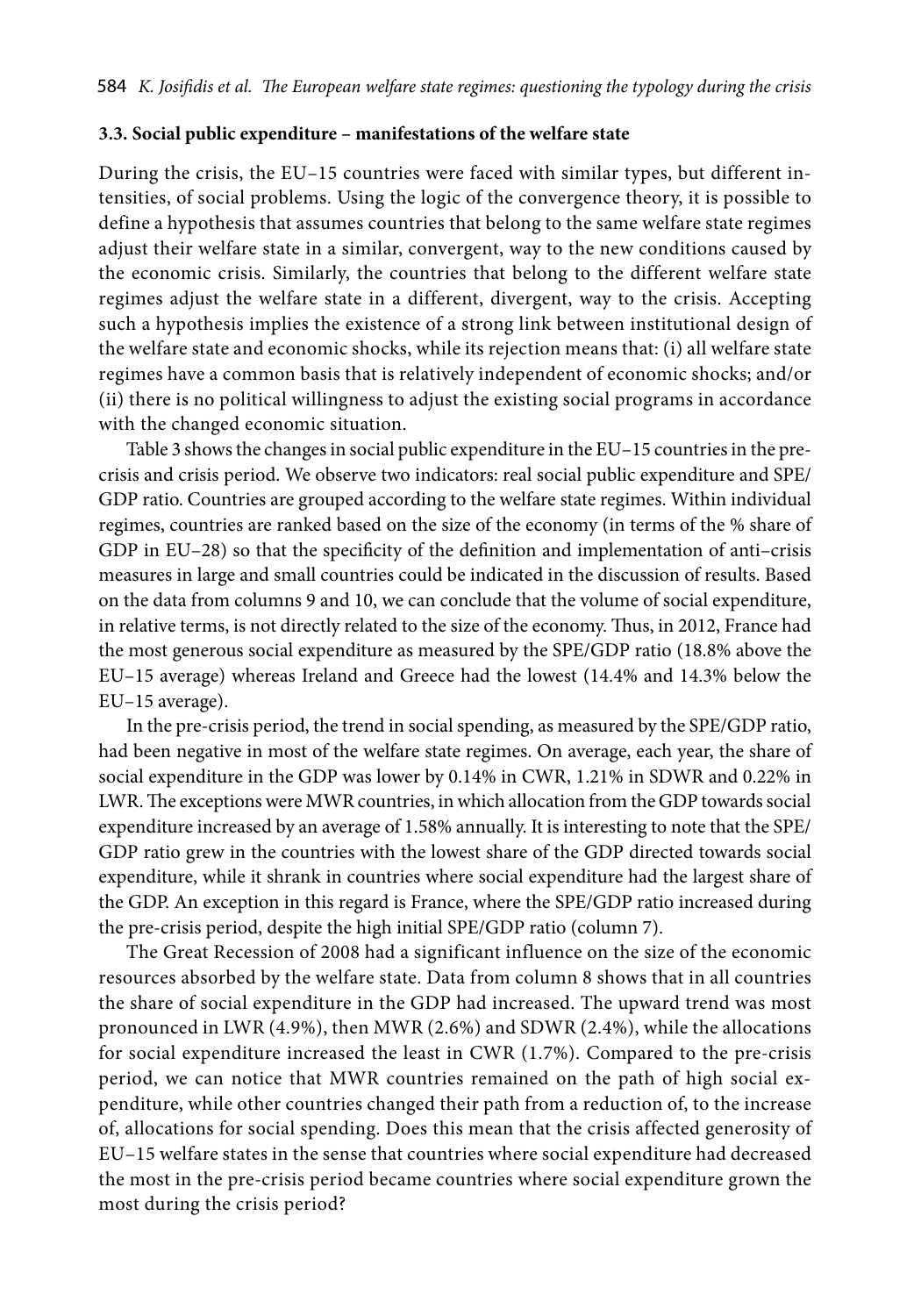### 3.3. Social public expenditure – manifestations of the welfare state

During the crisis, the EU–15 countries were faced with similar types, but different intensities, of social problems. Using the logic of the convergence theory, it is possible to define a hypothesis that assumes countries that belong to the same welfare state regimes adjust their welfare state in a similar, convergent, way to the new conditions caused by the economic crisis. Similarly, the countries that belong to the different welfare state regimes adjust the welfare state in a different, divergent, way to the crisis. Accepting such a hypothesis implies the existence of a strong link between institutional design of the welfare state and economic shocks, while its rejection means that: (i) all welfare state regimes have a common basis that is relatively independent of economic shocks; and/or (ii) there is no political willingness to adjust the existing social programs in accordance with the changed economic situation.

Table 3 shows the changes in social public expenditure in the EU–15 countries in the pre-crisis and crisis period. We observe two indicators: real social public expenditure and SPE/GDP ratio. Countries are grouped according to the welfare state regimes. Within individual regimes, countries are ranked based on the size of the economy (in terms of the % share of GDP in EU–28) so that the specificity of the definition and implementation of anti–crisis measures in large and small countries could be indicated in the discussion of results. Based on the data from columns 9 and 10, we can conclude that the volume of social expenditure, in relative terms, is not directly related to the size of the economy. Thus, in 2012, France had the most generous social expenditure as measured by the SPE/GDP ratio (18.8% above the EU–15 average) whereas Ireland and Greece had the lowest (14.4% and 14.3% below the EU–15 average).

In the pre-crisis period, the trend in social spending, as measured by the SPE/GDP ratio, had been negative in most of the welfare state regimes. On average, each year, the share of social expenditure in the GDP was lower by 0.14% in CWR, 1.21% in SDWR and 0.22% in LWR. The exceptions were MWR countries, in which allocation from the GDP towards social expenditure increased by an average of 1.58% annually. It is interesting to note that the SPE/GDP ratio grew in the countries with the lowest share of the GDP directed towards social expenditure, while it shrank in countries where social expenditure had the largest share of the GDP. An exception in this regard is France, where the SPE/GDP ratio increased during the pre-crisis period, despite the high initial SPE/GDP ratio (column 7).

The Great Recession of 2008 had a significant influence on the size of the economic resources absorbed by the welfare state. Data from column 8 shows that in all countries the share of social expenditure in the GDP had increased. The upward trend was most pronounced in LWR (4.9%), then MWR (2.6%) and SDWR (2.4%), while the allocations for social expenditure increased the least in CWR (1.7%). Compared to the pre-crisis period, we can notice that MWR countries remained on the path of high social expenditure, while other countries changed their path from a reduction of, to the increase of, allocations for social spending. Does this mean that the crisis affected generosity of EU–15 welfare states in the sense that countries where social expenditure had decreased the most in the pre-crisis period became countries where social expenditure grown the most during the crisis period?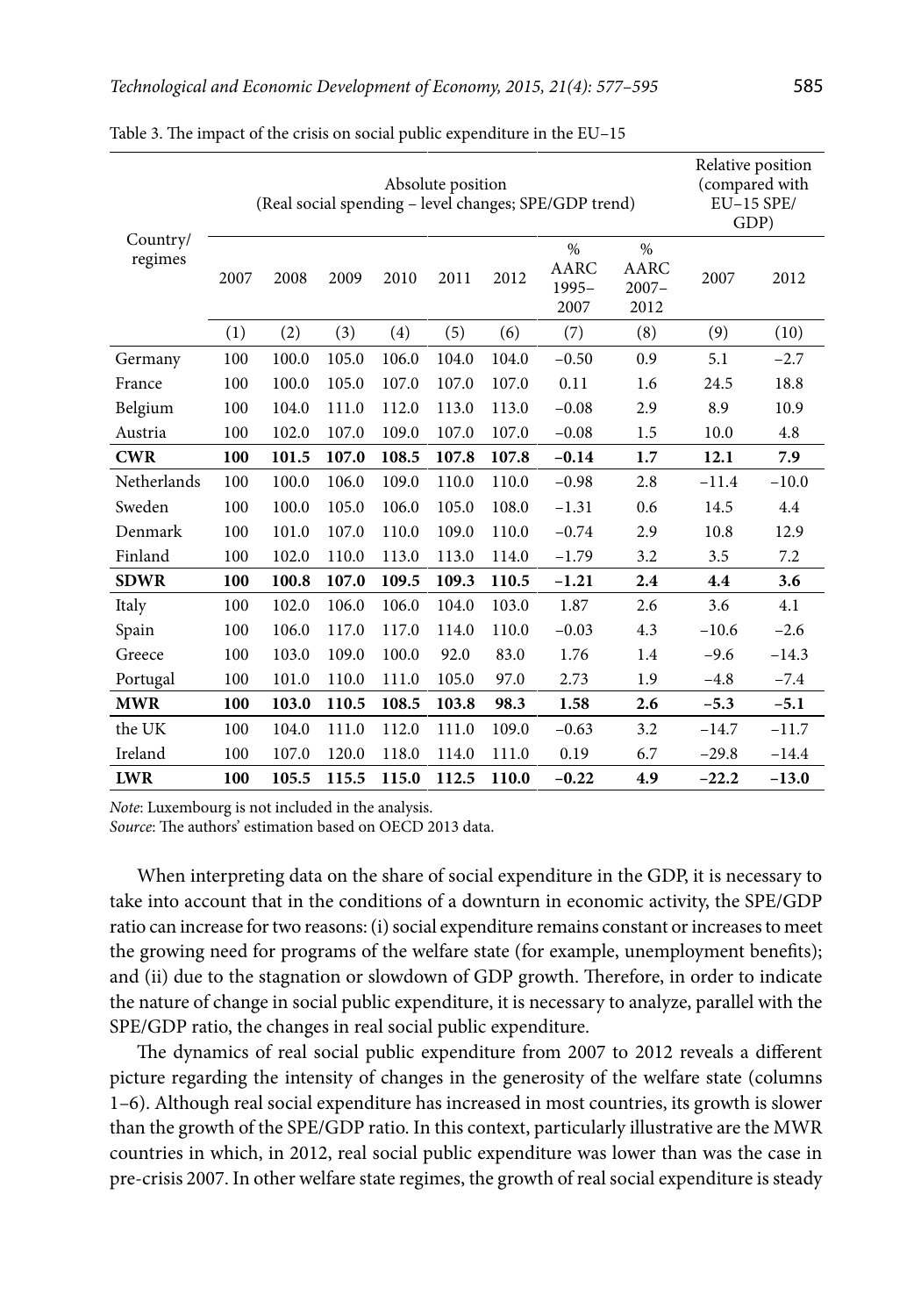Table 3. The impact of the crisis on social public expenditure in the EU–15

| Country/ regimes | Absolute position (Real social spending – level changes; SPE/GDP trend) | | | | | | | | Relative position (compared with EU–15 SPE/ GDP) | |
|---|---|---|---|---|---|---|---|---|---|---|
| | 2007 | 2008 | 2009 | 2010 | 2011 | 2012 | % AARC 1995–2007 | % AARC 2007–2012 | 2007 | 2012 |
| | (1) | (2) | (3) | (4) | (5) | (6) | (7) | (8) | (9) | (10) |
| Germany | 100 | 100.0 | 105.0 | 106.0 | 104.0 | 104.0 | –0.50 | 0.9 | 5.1 | –2.7 |
| France | 100 | 100.0 | 105.0 | 107.0 | 107.0 | 107.0 | 0.11 | 1.6 | 24.5 | 18.8 |
| Belgium | 100 | 104.0 | 111.0 | 112.0 | 113.0 | 113.0 | –0.08 | 2.9 | 8.9 | 10.9 |
| Austria | 100 | 102.0 | 107.0 | 109.0 | 107.0 | 107.0 | –0.08 | 1.5 | 10.0 | 4.8 |
| **CWR** | **100** | **101.5** | **107.0** | **108.5** | **107.8** | **107.8** | **–0.14** | **1.7** | **12.1** | **7.9** |
| Netherlands | 100 | 100.0 | 106.0 | 109.0 | 110.0 | 110.0 | –0.98 | 2.8 | –11.4 | –10.0 |
| Sweden | 100 | 100.0 | 105.0 | 106.0 | 105.0 | 108.0 | –1.31 | 0.6 | 14.5 | 4.4 |
| Denmark | 100 | 101.0 | 107.0 | 110.0 | 109.0 | 110.0 | –0.74 | 2.9 | 10.8 | 12.9 |
| Finland | 100 | 102.0 | 110.0 | 113.0 | 113.0 | 114.0 | –1.79 | 3.2 | 3.5 | 7.2 |
| **SDWR** | **100** | **100.8** | **107.0** | **109.5** | **109.3** | **110.5** | **–1.21** | **2.4** | **4.4** | **3.6** |
| Italy | 100 | 102.0 | 106.0 | 106.0 | 104.0 | 103.0 | 1.87 | 2.6 | 3.6 | 4.1 |
| Spain | 100 | 106.0 | 117.0 | 117.0 | 114.0 | 110.0 | –0.03 | 4.3 | –10.6 | –2.6 |
| Greece | 100 | 103.0 | 109.0 | 100.0 | 92.0 | 83.0 | 1.76 | 1.4 | –9.6 | –14.3 |
| Portugal | 100 | 101.0 | 110.0 | 111.0 | 105.0 | 97.0 | 2.73 | 1.9 | –4.8 | –7.4 |
| **MWR** | **100** | **103.0** | **110.5** | **108.5** | **103.8** | **98.3** | **1.58** | **2.6** | **–5.3** | **–5.1** |
| the UK | 100 | 104.0 | 111.0 | 112.0 | 111.0 | 109.0 | –0.63 | 3.2 | –14.7 | –11.7 |
| Ireland | 100 | 107.0 | 120.0 | 118.0 | 114.0 | 111.0 | 0.19 | 6.7 | –29.8 | –14.4 |
| **LWR** | **100** | **105.5** | **115.5** | **115.0** | **112.5** | **110.0** | **–0.22** | **4.9** | **–22.2** | **–13.0** |

*Note*: Luxembourg is not included in the analysis.
*Source*: The authors' estimation based on OECD 2013 data.

When interpreting data on the share of social expenditure in the GDP, it is necessary to take into account that in the conditions of a downturn in economic activity, the SPE/GDP ratio can increase for two reasons: (i) social expenditure remains constant or increases to meet the growing need for programs of the welfare state (for example, unemployment benefits); and (ii) due to the stagnation or slowdown of GDP growth. Therefore, in order to indicate the nature of change in social public expenditure, it is necessary to analyze, parallel with the SPE/GDP ratio, the changes in real social public expenditure.

The dynamics of real social public expenditure from 2007 to 2012 reveals a different picture regarding the intensity of changes in the generosity of the welfare state (columns 1–6). Although real social expenditure has increased in most countries, its growth is slower than the growth of the SPE/GDP ratio. In this context, particularly illustrative are the MWR countries in which, in 2012, real social public expenditure was lower than was the case in pre-crisis 2007. In other welfare state regimes, the growth of real social expenditure is steady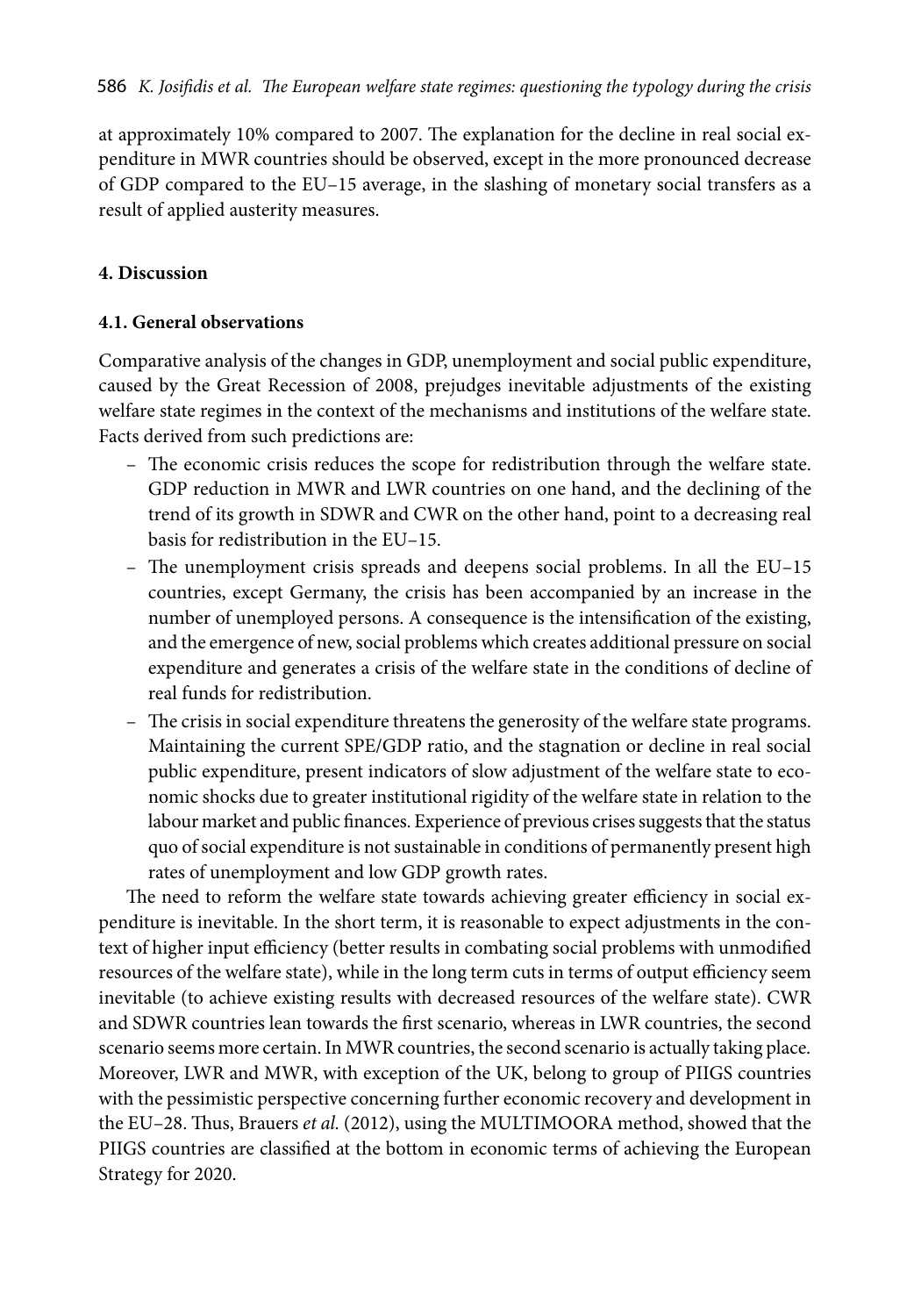at approximately 10% compared to 2007. The explanation for the decline in real social expenditure in MWR countries should be observed, except in the more pronounced decrease of GDP compared to the EU–15 average, in the slashing of monetary social transfers as a result of applied austerity measures.

## 4. Discussion

### 4.1. General observations

Comparative analysis of the changes in GDP, unemployment and social public expenditure, caused by the Great Recession of 2008, prejudges inevitable adjustments of the existing welfare state regimes in the context of the mechanisms and institutions of the welfare state. Facts derived from such predictions are:

- The economic crisis reduces the scope for redistribution through the welfare state. GDP reduction in MWR and LWR countries on one hand, and the declining of the trend of its growth in SDWR and CWR on the other hand, point to a decreasing real basis for redistribution in the EU–15.
- The unemployment crisis spreads and deepens social problems. In all the EU–15 countries, except Germany, the crisis has been accompanied by an increase in the number of unemployed persons. A consequence is the intensification of the existing, and the emergence of new, social problems which creates additional pressure on social expenditure and generates a crisis of the welfare state in the conditions of decline of real funds for redistribution.
- The crisis in social expenditure threatens the generosity of the welfare state programs. Maintaining the current SPE/GDP ratio, and the stagnation or decline in real social public expenditure, present indicators of slow adjustment of the welfare state to economic shocks due to greater institutional rigidity of the welfare state in relation to the labour market and public finances. Experience of previous crises suggests that the status quo of social expenditure is not sustainable in conditions of permanently present high rates of unemployment and low GDP growth rates.

The need to reform the welfare state towards achieving greater efficiency in social expenditure is inevitable. In the short term, it is reasonable to expect adjustments in the context of higher input efficiency (better results in combating social problems with unmodified resources of the welfare state), while in the long term cuts in terms of output efficiency seem inevitable (to achieve existing results with decreased resources of the welfare state). CWR and SDWR countries lean towards the first scenario, whereas in LWR countries, the second scenario seems more certain. In MWR countries, the second scenario is actually taking place. Moreover, LWR and MWR, with exception of the UK, belong to group of PIIGS countries with the pessimistic perspective concerning further economic recovery and development in the EU–28. Thus, Brauers *et al.* (2012), using the MULTIMOORA method, showed that the PIIGS countries are classified at the bottom in economic terms of achieving the European Strategy for 2020.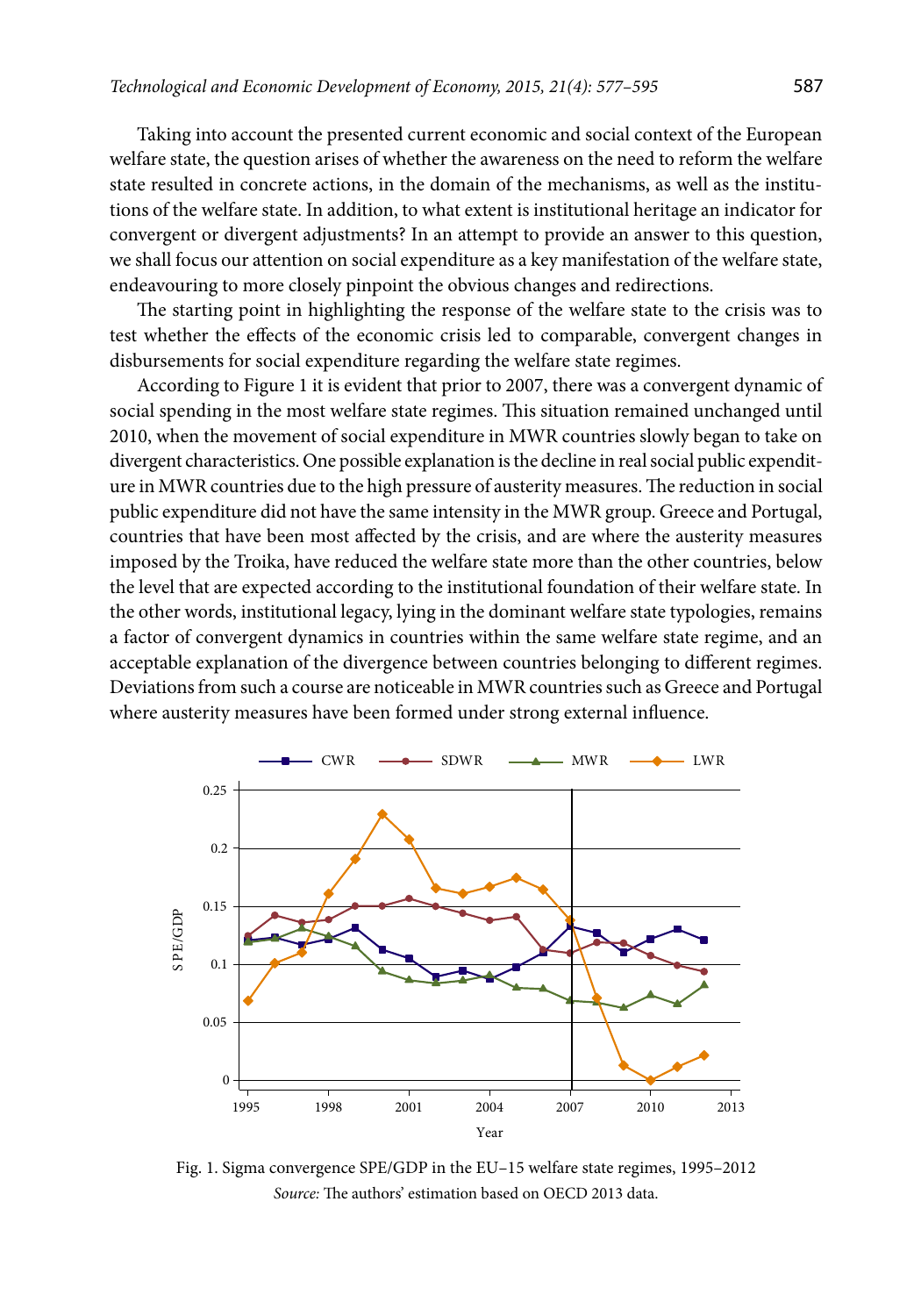Taking into account the presented current economic and social context of the European welfare state, the question arises of whether the awareness on the need to reform the welfare state resulted in concrete actions, in the domain of the mechanisms, as well as the institutions of the welfare state. In addition, to what extent is institutional heritage an indicator for convergent or divergent adjustments? In an attempt to provide an answer to this question, we shall focus our attention on social expenditure as a key manifestation of the welfare state, endeavouring to more closely pinpoint the obvious changes and redirections.

The starting point in highlighting the response of the welfare state to the crisis was to test whether the effects of the economic crisis led to comparable, convergent changes in disbursements for social expenditure regarding the welfare state regimes.

According to Figure 1 it is evident that prior to 2007, there was a convergent dynamic of social spending in the most welfare state regimes. This situation remained unchanged until 2010, when the movement of social expenditure in MWR countries slowly began to take on divergent characteristics. One possible explanation is the decline in real social public expenditure in MWR countries due to the high pressure of austerity measures. The reduction in social public expenditure did not have the same intensity in the MWR group. Greece and Portugal, countries that have been most affected by the crisis, and are where the austerity measures imposed by the Troika, have reduced the welfare state more than the other countries, below the level that are expected according to the institutional foundation of their welfare state. In the other words, institutional legacy, lying in the dominant welfare state typologies, remains a factor of convergent dynamics in countries within the same welfare state regime, and an acceptable explanation of the divergence between countries belonging to different regimes. Deviations from such a course are noticeable in MWR countries such as Greece and Portugal where austerity measures have been formed under strong external influence.

Fig. 1. Sigma convergence SPE/GDP in the EU–15 welfare state regimes, 1995–2012

*Source:* The authors' estimation based on OECD 2013 data.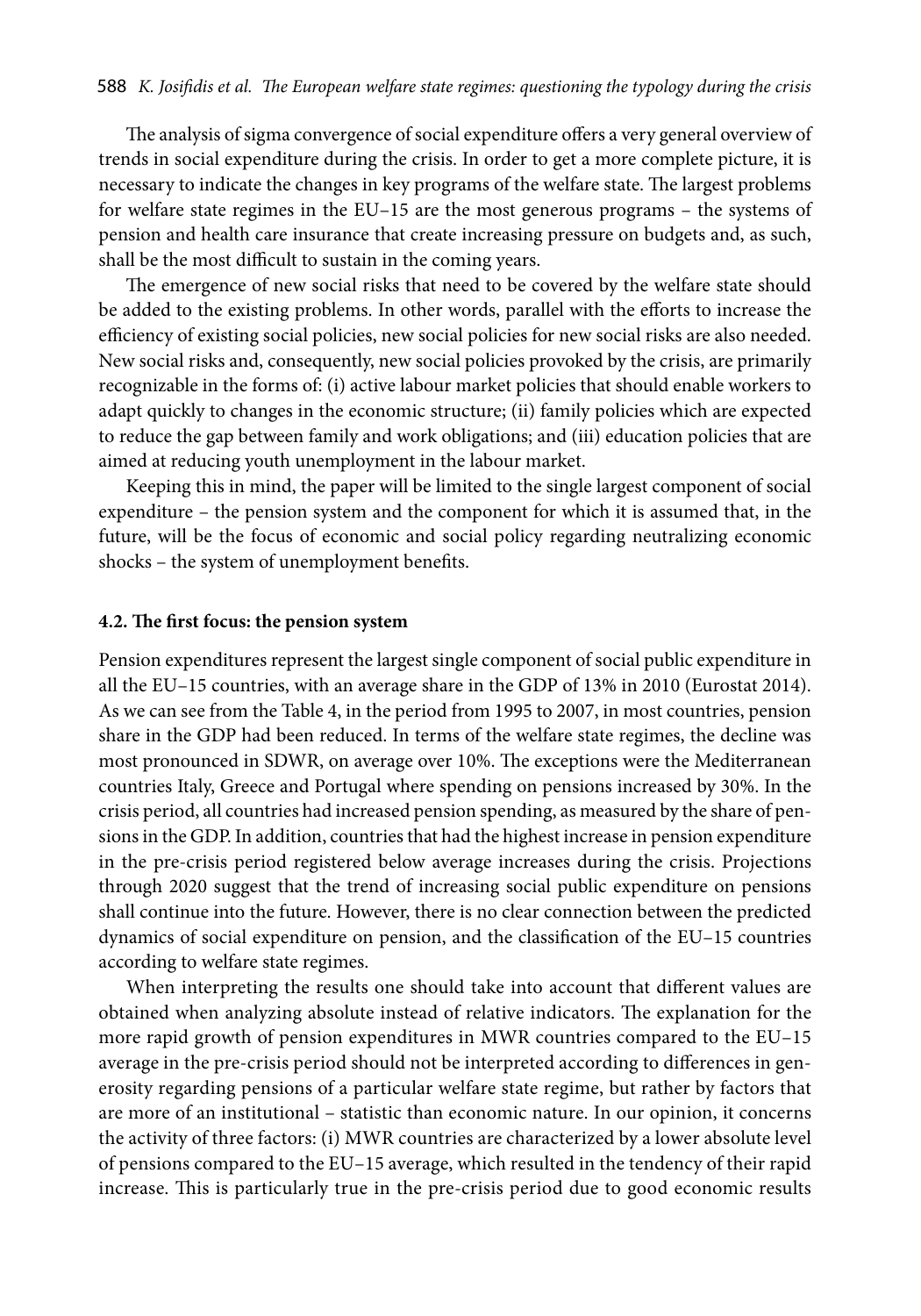The analysis of sigma convergence of social expenditure offers a very general overview of trends in social expenditure during the crisis. In order to get a more complete picture, it is necessary to indicate the changes in key programs of the welfare state. The largest problems for welfare state regimes in the EU–15 are the most generous programs – the systems of pension and health care insurance that create increasing pressure on budgets and, as such, shall be the most difficult to sustain in the coming years.

The emergence of new social risks that need to be covered by the welfare state should be added to the existing problems. In other words, parallel with the efforts to increase the efficiency of existing social policies, new social policies for new social risks are also needed. New social risks and, consequently, new social policies provoked by the crisis, are primarily recognizable in the forms of: (i) active labour market policies that should enable workers to adapt quickly to changes in the economic structure; (ii) family policies which are expected to reduce the gap between family and work obligations; and (iii) education policies that are aimed at reducing youth unemployment in the labour market.

Keeping this in mind, the paper will be limited to the single largest component of social expenditure – the pension system and the component for which it is assumed that, in the future, will be the focus of economic and social policy regarding neutralizing economic shocks – the system of unemployment benefits.

### 4.2. The first focus: the pension system

Pension expenditures represent the largest single component of social public expenditure in all the EU–15 countries, with an average share in the GDP of 13% in 2010 (Eurostat 2014). As we can see from the Table 4, in the period from 1995 to 2007, in most countries, pension share in the GDP had been reduced. In terms of the welfare state regimes, the decline was most pronounced in SDWR, on average over 10%. The exceptions were the Mediterranean countries Italy, Greece and Portugal where spending on pensions increased by 30%. In the crisis period, all countries had increased pension spending, as measured by the share of pensions in the GDP. In addition, countries that had the highest increase in pension expenditure in the pre-crisis period registered below average increases during the crisis. Projections through 2020 suggest that the trend of increasing social public expenditure on pensions shall continue into the future. However, there is no clear connection between the predicted dynamics of social expenditure on pension, and the classification of the EU–15 countries according to welfare state regimes.

When interpreting the results one should take into account that different values are obtained when analyzing absolute instead of relative indicators. The explanation for the more rapid growth of pension expenditures in MWR countries compared to the EU–15 average in the pre-crisis period should not be interpreted according to differences in generosity regarding pensions of a particular welfare state regime, but rather by factors that are more of an institutional – statistic than economic nature. In our opinion, it concerns the activity of three factors: (i) MWR countries are characterized by a lower absolute level of pensions compared to the EU–15 average, which resulted in the tendency of their rapid increase. This is particularly true in the pre-crisis period due to good economic results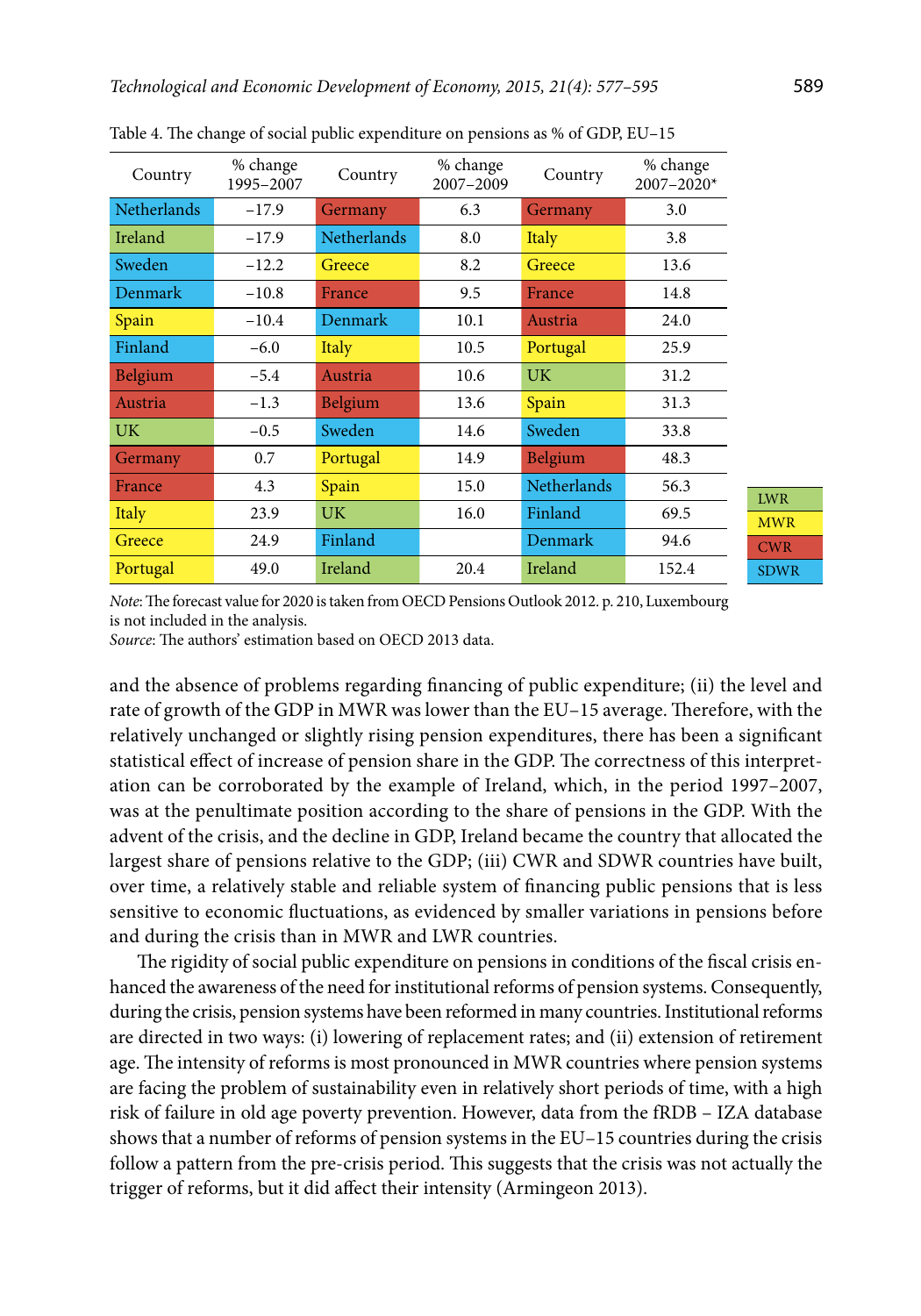Table 4. The change of social public expenditure on pensions as % of GDP, EU–15

| Country | % change 1995–2007 | Country | % change 2007–2009 | Country | % change 2007–2020* |
|---|---|---|---|---|---|
| Netherlands | –17.9 | Germany | 6.3 | Germany | 3.0 |
| Ireland | –17.9 | Netherlands | 8.0 | Italy | 3.8 |
| Sweden | –12.2 | Greece | 8.2 | Greece | 13.6 |
| Denmark | –10.8 | France | 9.5 | France | 14.8 |
| Spain | –10.4 | Denmark | 10.1 | Austria | 24.0 |
| Finland | –6.0 | Italy | 10.5 | Portugal | 25.9 |
| Belgium | –5.4 | Austria | 10.6 | UK | 31.2 |
| Austria | –1.3 | Belgium | 13.6 | Spain | 31.3 |
| UK | –0.5 | Sweden | 14.6 | Sweden | 33.8 |
| Germany | 0.7 | Portugal | 14.9 | Belgium | 48.3 |
| France | 4.3 | Spain | 15.0 | Netherlands | 56.3 |
| Italy | 23.9 | UK | 16.0 | Finland | 69.5 |
| Greece | 24.9 | Finland | | Denmark | 94.6 |
| Portugal | 49.0 | Ireland | 20.4 | Ireland | 152.4 |

Legend: LWR, MWR, CWR, SDWR

*Note*: The forecast value for 2020 is taken from OECD Pensions Outlook 2012. p. 210, Luxembourg is not included in the analysis.
*Source*: The authors' estimation based on OECD 2013 data.

and the absence of problems regarding financing of public expenditure; (ii) the level and rate of growth of the GDP in MWR was lower than the EU–15 average. Therefore, with the relatively unchanged or slightly rising pension expenditures, there has been a significant statistical effect of increase of pension share in the GDP. The correctness of this interpretation can be corroborated by the example of Ireland, which, in the period 1997–2007, was at the penultimate position according to the share of pensions in the GDP. With the advent of the crisis, and the decline in GDP, Ireland became the country that allocated the largest share of pensions relative to the GDP; (iii) CWR and SDWR countries have built, over time, a relatively stable and reliable system of financing public pensions that is less sensitive to economic fluctuations, as evidenced by smaller variations in pensions before and during the crisis than in MWR and LWR countries.

The rigidity of social public expenditure on pensions in conditions of the fiscal crisis enhanced the awareness of the need for institutional reforms of pension systems. Consequently, during the crisis, pension systems have been reformed in many countries. Institutional reforms are directed in two ways: (i) lowering of replacement rates; and (ii) extension of retirement age. The intensity of reforms is most pronounced in MWR countries where pension systems are facing the problem of sustainability even in relatively short periods of time, with a high risk of failure in old age poverty prevention. However, data from the fRDB – IZA database shows that a number of reforms of pension systems in the EU–15 countries during the crisis follow a pattern from the pre-crisis period. This suggests that the crisis was not actually the trigger of reforms, but it did affect their intensity (Armingeon 2013).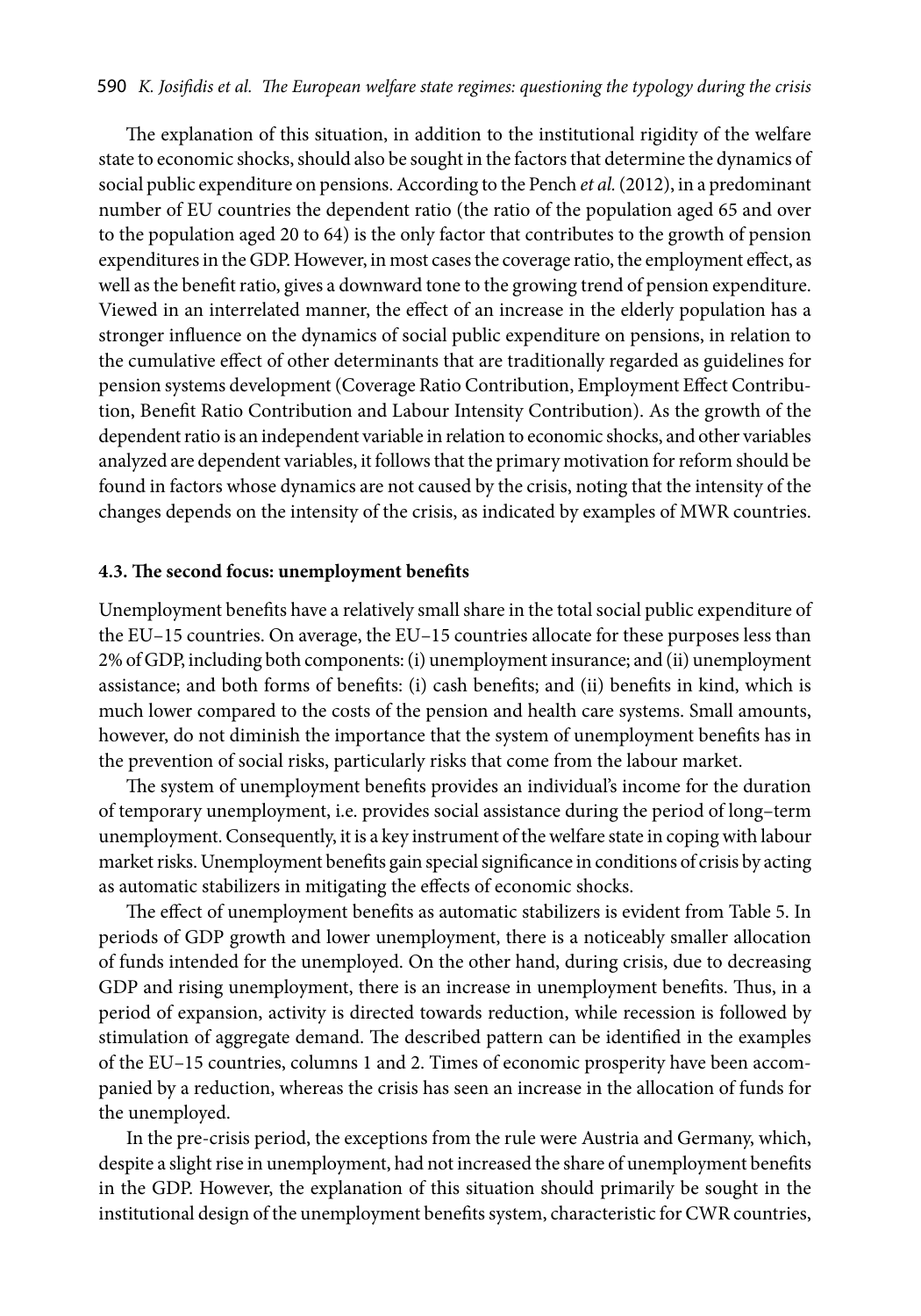The explanation of this situation, in addition to the institutional rigidity of the welfare state to economic shocks, should also be sought in the factors that determine the dynamics of social public expenditure on pensions. According to the Pench *et al.* (2012), in a predominant number of EU countries the dependent ratio (the ratio of the population aged 65 and over to the population aged 20 to 64) is the only factor that contributes to the growth of pension expenditures in the GDP. However, in most cases the coverage ratio, the employment effect, as well as the benefit ratio, gives a downward tone to the growing trend of pension expenditure. Viewed in an interrelated manner, the effect of an increase in the elderly population has a stronger influence on the dynamics of social public expenditure on pensions, in relation to the cumulative effect of other determinants that are traditionally regarded as guidelines for pension systems development (Coverage Ratio Contribution, Employment Effect Contribution, Benefit Ratio Contribution and Labour Intensity Contribution). As the growth of the dependent ratio is an independent variable in relation to economic shocks, and other variables analyzed are dependent variables, it follows that the primary motivation for reform should be found in factors whose dynamics are not caused by the crisis, noting that the intensity of the changes depends on the intensity of the crisis, as indicated by examples of MWR countries.

### 4.3. The second focus: unemployment benefits

Unemployment benefits have a relatively small share in the total social public expenditure of the EU–15 countries. On average, the EU–15 countries allocate for these purposes less than 2% of GDP, including both components: (i) unemployment insurance; and (ii) unemployment assistance; and both forms of benefits: (i) cash benefits; and (ii) benefits in kind, which is much lower compared to the costs of the pension and health care systems. Small amounts, however, do not diminish the importance that the system of unemployment benefits has in the prevention of social risks, particularly risks that come from the labour market.

The system of unemployment benefits provides an individual's income for the duration of temporary unemployment, i.e. provides social assistance during the period of long–term unemployment. Consequently, it is a key instrument of the welfare state in coping with labour market risks. Unemployment benefits gain special significance in conditions of crisis by acting as automatic stabilizers in mitigating the effects of economic shocks.

The effect of unemployment benefits as automatic stabilizers is evident from Table 5. In periods of GDP growth and lower unemployment, there is a noticeably smaller allocation of funds intended for the unemployed. On the other hand, during crisis, due to decreasing GDP and rising unemployment, there is an increase in unemployment benefits. Thus, in a period of expansion, activity is directed towards reduction, while recession is followed by stimulation of aggregate demand. The described pattern can be identified in the examples of the EU–15 countries, columns 1 and 2. Times of economic prosperity have been accompanied by a reduction, whereas the crisis has seen an increase in the allocation of funds for the unemployed.

In the pre-crisis period, the exceptions from the rule were Austria and Germany, which, despite a slight rise in unemployment, had not increased the share of unemployment benefits in the GDP. However, the explanation of this situation should primarily be sought in the institutional design of the unemployment benefits system, characteristic for CWR countries,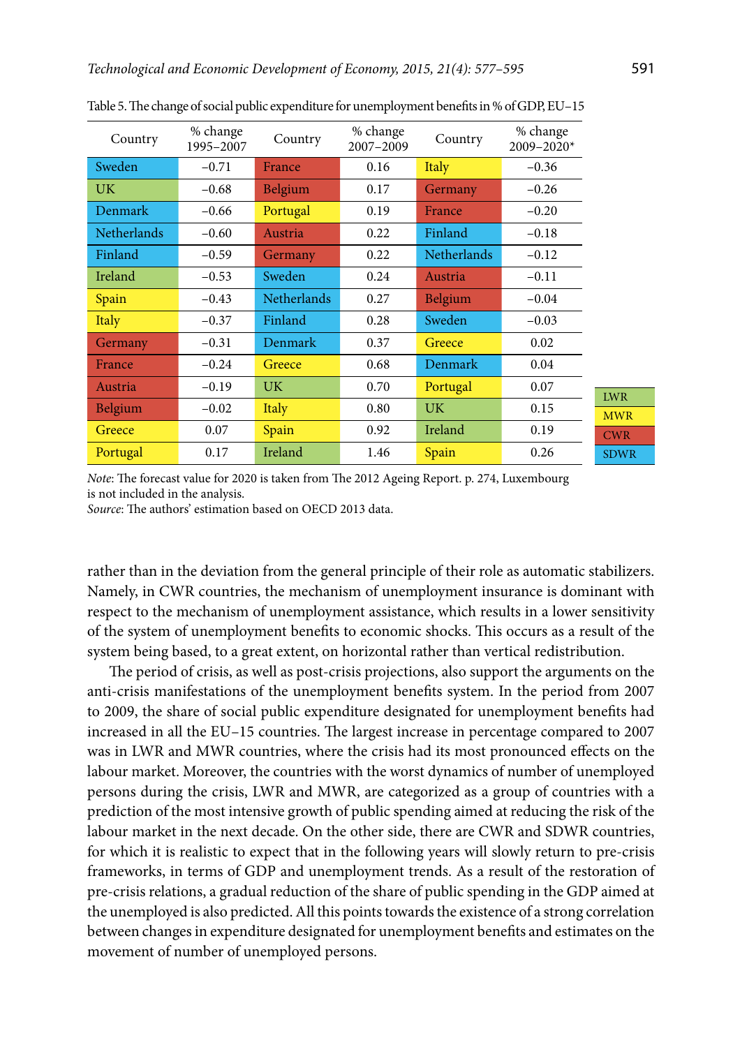Table 5. The change of social public expenditure for unemployment benefits in % of GDP, EU–15

| Country | % change 1995–2007 | Country | % change 2007–2009 | Country | % change 2009–2020* |
|---|---|---|---|---|---|
| Sweden | −0.71 | France | 0.16 | Italy | −0.36 |
| UK | −0.68 | Belgium | 0.17 | Germany | −0.26 |
| Denmark | −0.66 | Portugal | 0.19 | France | −0.20 |
| Netherlands | −0.60 | Austria | 0.22 | Finland | −0.18 |
| Finland | −0.59 | Germany | 0.22 | Netherlands | −0.12 |
| Ireland | −0.53 | Sweden | 0.24 | Austria | −0.11 |
| Spain | −0.43 | Netherlands | 0.27 | Belgium | −0.04 |
| Italy | −0.37 | Finland | 0.28 | Sweden | −0.03 |
| Germany | −0.31 | Denmark | 0.37 | Greece | 0.02 |
| France | −0.24 | Greece | 0.68 | Denmark | 0.04 |
| Austria | −0.19 | UK | 0.70 | Portugal | 0.07 |
| Belgium | −0.02 | Italy | 0.80 | UK | 0.15 |
| Greece | 0.07 | Spain | 0.92 | Ireland | 0.19 |
| Portugal | 0.17 | Ireland | 1.46 | Spain | 0.26 |

Legend: LWR, MWR, CWR, SDWR

*Note*: The forecast value for 2020 is taken from The 2012 Ageing Report. p. 274, Luxembourg is not included in the analysis.
*Source*: The authors' estimation based on OECD 2013 data.

rather than in the deviation from the general principle of their role as automatic stabilizers. Namely, in CWR countries, the mechanism of unemployment insurance is dominant with respect to the mechanism of unemployment assistance, which results in a lower sensitivity of the system of unemployment benefits to economic shocks. This occurs as a result of the system being based, to a great extent, on horizontal rather than vertical redistribution.

The period of crisis, as well as post-crisis projections, also support the arguments on the anti-crisis manifestations of the unemployment benefits system. In the period from 2007 to 2009, the share of social public expenditure designated for unemployment benefits had increased in all the EU–15 countries. The largest increase in percentage compared to 2007 was in LWR and MWR countries, where the crisis had its most pronounced effects on the labour market. Moreover, the countries with the worst dynamics of number of unemployed persons during the crisis, LWR and MWR, are categorized as a group of countries with a prediction of the most intensive growth of public spending aimed at reducing the risk of the labour market in the next decade. On the other side, there are CWR and SDWR countries, for which it is realistic to expect that in the following years will slowly return to pre-crisis frameworks, in terms of GDP and unemployment trends. As a result of the restoration of pre-crisis relations, a gradual reduction of the share of public spending in the GDP aimed at the unemployed is also predicted. All this points towards the existence of a strong correlation between changes in expenditure designated for unemployment benefits and estimates on the movement of number of unemployed persons.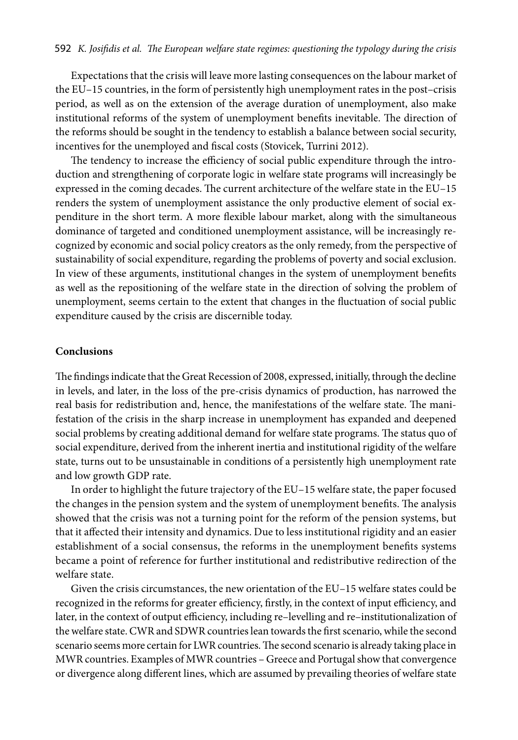Expectations that the crisis will leave more lasting consequences on the labour market of the EU–15 countries, in the form of persistently high unemployment rates in the post–crisis period, as well as on the extension of the average duration of unemployment, also make institutional reforms of the system of unemployment benefits inevitable. The direction of the reforms should be sought in the tendency to establish a balance between social security, incentives for the unemployed and fiscal costs (Stovicek, Turrini 2012).

The tendency to increase the efficiency of social public expenditure through the introduction and strengthening of corporate logic in welfare state programs will increasingly be expressed in the coming decades. The current architecture of the welfare state in the EU–15 renders the system of unemployment assistance the only productive element of social expenditure in the short term. A more flexible labour market, along with the simultaneous dominance of targeted and conditioned unemployment assistance, will be increasingly recognized by economic and social policy creators as the only remedy, from the perspective of sustainability of social expenditure, regarding the problems of poverty and social exclusion. In view of these arguments, institutional changes in the system of unemployment benefits as well as the repositioning of the welfare state in the direction of solving the problem of unemployment, seems certain to the extent that changes in the fluctuation of social public expenditure caused by the crisis are discernible today.

## Conclusions

The findings indicate that the Great Recession of 2008, expressed, initially, through the decline in levels, and later, in the loss of the pre-crisis dynamics of production, has narrowed the real basis for redistribution and, hence, the manifestations of the welfare state. The manifestation of the crisis in the sharp increase in unemployment has expanded and deepened social problems by creating additional demand for welfare state programs. The status quo of social expenditure, derived from the inherent inertia and institutional rigidity of the welfare state, turns out to be unsustainable in conditions of a persistently high unemployment rate and low growth GDP rate.

In order to highlight the future trajectory of the EU–15 welfare state, the paper focused the changes in the pension system and the system of unemployment benefits. The analysis showed that the crisis was not a turning point for the reform of the pension systems, but that it affected their intensity and dynamics. Due to less institutional rigidity and an easier establishment of a social consensus, the reforms in the unemployment benefits systems became a point of reference for further institutional and redistributive redirection of the welfare state.

Given the crisis circumstances, the new orientation of the EU–15 welfare states could be recognized in the reforms for greater efficiency, firstly, in the context of input efficiency, and later, in the context of output efficiency, including re–levelling and re–institutionalization of the welfare state. CWR and SDWR countries lean towards the first scenario, while the second scenario seems more certain for LWR countries. The second scenario is already taking place in MWR countries. Examples of MWR countries – Greece and Portugal show that convergence or divergence along different lines, which are assumed by prevailing theories of welfare state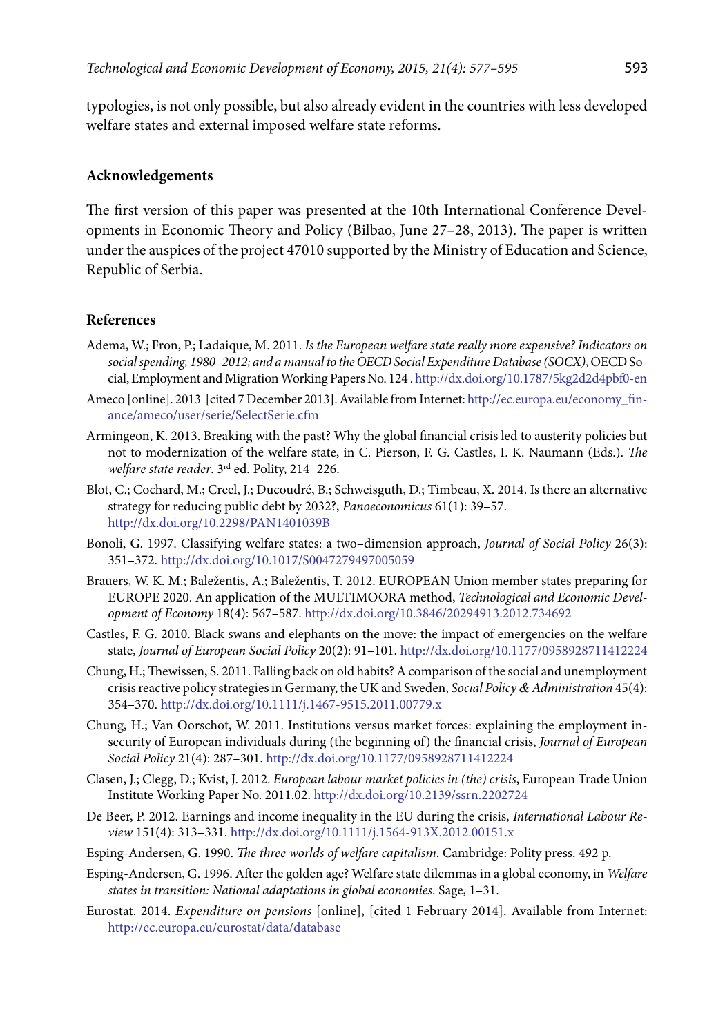typologies, is not only possible, but also already evident in the countries with less developed welfare states and external imposed welfare state reforms.

## Acknowledgements

The first version of this paper was presented at the 10th International Conference Developments in Economic Theory and Policy (Bilbao, June 27–28, 2013). The paper is written under the auspices of the project 47010 supported by the Ministry of Education and Science, Republic of Serbia.

## References

Adema, W.; Fron, P.; Ladaique, M. 2011. *Is the European welfare state really more expensive? Indicators on social spending, 1980–2012; and a manual to the OECD Social Expenditure Database (SOCX)*, OECD Social, Employment and Migration Working Papers No. 124 . http://dx.doi.org/10.1787/5kg2d2d4pbf0-en

Ameco [online]. 2013 [cited 7 December 2013]. Available from Internet: http://ec.europa.eu/economy_finance/ameco/user/serie/SelectSerie.cfm

Armingeon, K. 2013. Breaking with the past? Why the global financial crisis led to austerity policies but not to modernization of the welfare state, in C. Pierson, F. G. Castles, I. K. Naumann (Eds.). *The welfare state reader*. 3rd ed. Polity, 214–226.

Blot, C.; Cochard, M.; Creel, J.; Ducoudré, B.; Schweisguth, D.; Timbeau, X. 2014. Is there an alternative strategy for reducing public debt by 2032?, *Panoeconomicus* 61(1): 39–57. http://dx.doi.org/10.2298/PAN1401039B

Bonoli, G. 1997. Classifying welfare states: a two–dimension approach, *Journal of Social Policy* 26(3): 351–372. http://dx.doi.org/10.1017/S0047279497005059

Brauers, W. K. M.; Baležentis, A.; Baležentis, T. 2012. EUROPEAN Union member states preparing for EUROPE 2020. An application of the MULTIMOORA method, *Technological and Economic Development of Economy* 18(4): 567–587. http://dx.doi.org/10.3846/20294913.2012.734692

Castles, F. G. 2010. Black swans and elephants on the move: the impact of emergencies on the welfare state, *Journal of European Social Policy* 20(2): 91–101. http://dx.doi.org/10.1177/0958928711412224

Chung, H.; Thewissen, S. 2011. Falling back on old habits? A comparison of the social and unemployment crisis reactive policy strategies in Germany, the UK and Sweden, *Social Policy & Administration* 45(4): 354–370. http://dx.doi.org/10.1111/j.1467-9515.2011.00779.x

Chung, H.; Van Oorschot, W. 2011. Institutions versus market forces: explaining the employment insecurity of European individuals during (the beginning of) the financial crisis, *Journal of European Social Policy* 21(4): 287–301. http://dx.doi.org/10.1177/0958928711412224

Clasen, J.; Clegg, D.; Kvist, J. 2012. *European labour market policies in (the) crisis*, European Trade Union Institute Working Paper No. 2011.02. http://dx.doi.org/10.2139/ssrn.2202724

De Beer, P. 2012. Earnings and income inequality in the EU during the crisis, *International Labour Review* 151(4): 313–331. http://dx.doi.org/10.1111/j.1564-913X.2012.00151.x

Esping-Andersen, G. 1990. *The three worlds of welfare capitalism*. Cambridge: Polity press. 492 p.

Esping-Andersen, G. 1996. After the golden age? Welfare state dilemmas in a global economy, in *Welfare states in transition: National adaptations in global economies*. Sage, 1–31.

Eurostat. 2014. *Expenditure on pensions* [online], [cited 1 February 2014]. Available from Internet: http://ec.europa.eu/eurostat/data/database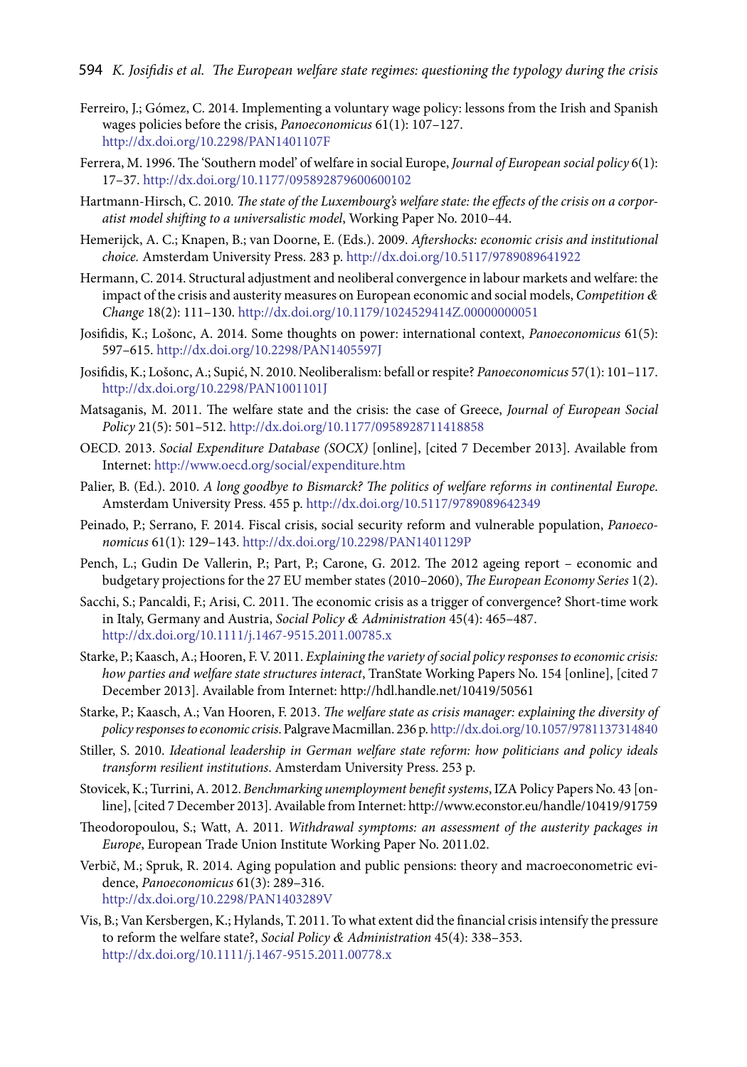Ferreiro, J.; Gómez, C. 2014. Implementing a voluntary wage policy: lessons from the Irish and Spanish wages policies before the crisis, *Panoeconomicus* 61(1): 107–127. http://dx.doi.org/10.2298/PAN1401107F

Ferrera, M. 1996. The 'Southern model' of welfare in social Europe, *Journal of European social policy* 6(1): 17–37. http://dx.doi.org/10.1177/095892879600600102

Hartmann-Hirsch, C. 2010. *The state of the Luxembourg's welfare state: the effects of the crisis on a corporatist model shifting to a universalistic model*, Working Paper No. 2010–44.

Hemerijck, A. C.; Knapen, B.; van Doorne, E. (Eds.). 2009. *Aftershocks: economic crisis and institutional choice.* Amsterdam University Press. 283 p. http://dx.doi.org/10.5117/9789089641922

Hermann, C. 2014. Structural adjustment and neoliberal convergence in labour markets and welfare: the impact of the crisis and austerity measures on European economic and social models, *Competition & Change* 18(2): 111–130. http://dx.doi.org/10.1179/1024529414Z.00000000051

Josifidis, K.; Lošonc, A. 2014. Some thoughts on power: international context, *Panoeconomicus* 61(5): 597–615. http://dx.doi.org/10.2298/PAN1405597J

Josifidis, K.; Lošonc, A.; Supić, N. 2010. Neoliberalism: befall or respite? *Panoeconomicus* 57(1): 101–117. http://dx.doi.org/10.2298/PAN1001101J

Matsaganis, M. 2011. The welfare state and the crisis: the case of Greece, *Journal of European Social Policy* 21(5): 501–512. http://dx.doi.org/10.1177/0958928711418858

OECD. 2013. *Social Expenditure Database (SOCX)* [online], [cited 7 December 2013]. Available from Internet: http://www.oecd.org/social/expenditure.htm

Palier, B. (Ed.). 2010. *A long goodbye to Bismarck? The politics of welfare reforms in continental Europe*. Amsterdam University Press. 455 p. http://dx.doi.org/10.5117/9789089642349

Peinado, P.; Serrano, F. 2014. Fiscal crisis, social security reform and vulnerable population, *Panoeconomicus* 61(1): 129–143. http://dx.doi.org/10.2298/PAN1401129P

Pench, L.; Gudin De Vallerin, P.; Part, P.; Carone, G. 2012. The 2012 ageing report – economic and budgetary projections for the 27 EU member states (2010–2060), *The European Economy Series* 1(2).

Sacchi, S.; Pancaldi, F.; Arisi, C. 2011. The economic crisis as a trigger of convergence? Short-time work in Italy, Germany and Austria, *Social Policy & Administration* 45(4): 465–487. http://dx.doi.org/10.1111/j.1467-9515.2011.00785.x

Starke, P.; Kaasch, A.; Hooren, F. V. 2011. *Explaining the variety of social policy responses to economic crisis: how parties and welfare state structures interact*, TranState Working Papers No. 154 [online], [cited 7 December 2013]. Available from Internet: http://hdl.handle.net/10419/50561

Starke, P.; Kaasch, A.; Van Hooren, F. 2013. *The welfare state as crisis manager: explaining the diversity of policy responses to economic crisis.* Palgrave Macmillan. 236 p. http://dx.doi.org/10.1057/9781137314840

Stiller, S. 2010. *Ideational leadership in German welfare state reform: how politicians and policy ideals transform resilient institutions*. Amsterdam University Press. 253 p.

Stovicek, K.; Turrini, A. 2012. *Benchmarking unemployment benefit systems*, IZA Policy Papers No. 43 [online], [cited 7 December 2013]. Available from Internet: http://www.econstor.eu/handle/10419/91759

Theodoropoulou, S.; Watt, A. 2011. *Withdrawal symptoms: an assessment of the austerity packages in Europe*, European Trade Union Institute Working Paper No. 2011.02.

Verbič, M.; Spruk, R. 2014. Aging population and public pensions: theory and macroeconometric evidence, *Panoeconomicus* 61(3): 289–316. http://dx.doi.org/10.2298/PAN1403289V

Vis, B.; Van Kersbergen, K.; Hylands, T. 2011. To what extent did the financial crisis intensify the pressure to reform the welfare state?, *Social Policy & Administration* 45(4): 338–353. http://dx.doi.org/10.1111/j.1467-9515.2011.00778.x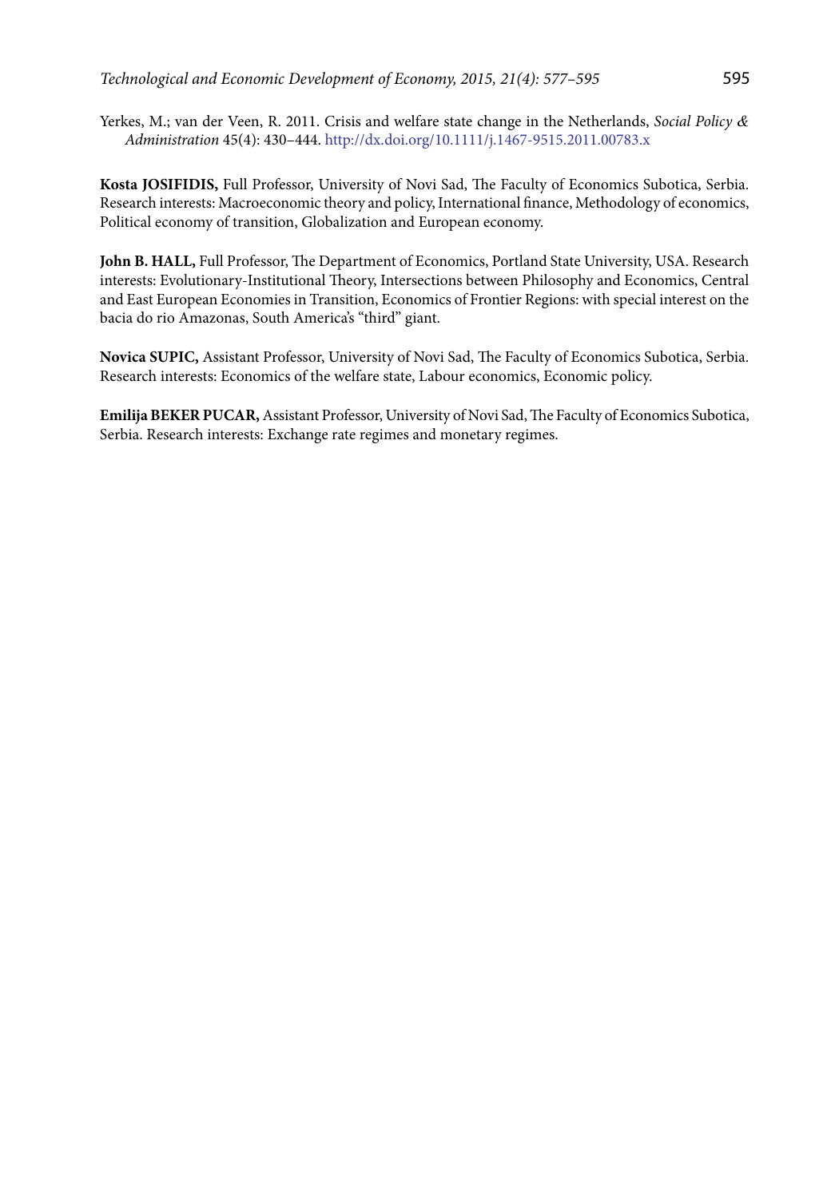Yerkes, M.; van der Veen, R. 2011. Crisis and welfare state change in the Netherlands, *Social Policy & Administration* 45(4): 430–444. http://dx.doi.org/10.1111/j.1467-9515.2011.00783.x

**Kosta JOSIFIDIS,** Full Professor, University of Novi Sad, The Faculty of Economics Subotica, Serbia. Research interests: Macroeconomic theory and policy, International finance, Methodology of economics, Political economy of transition, Globalization and European economy.

**John B. HALL,** Full Professor, The Department of Economics, Portland State University, USA. Research interests: Evolutionary-Institutional Theory, Intersections between Philosophy and Economics, Central and East European Economies in Transition, Economics of Frontier Regions: with special interest on the bacia do rio Amazonas, South America's "third" giant.

**Novica SUPIC,** Assistant Professor, University of Novi Sad, The Faculty of Economics Subotica, Serbia. Research interests: Economics of the welfare state, Labour economics, Economic policy.

**Emilija BEKER PUCAR,** Assistant Professor, University of Novi Sad, The Faculty of Economics Subotica, Serbia. Research interests: Exchange rate regimes and monetary regimes.